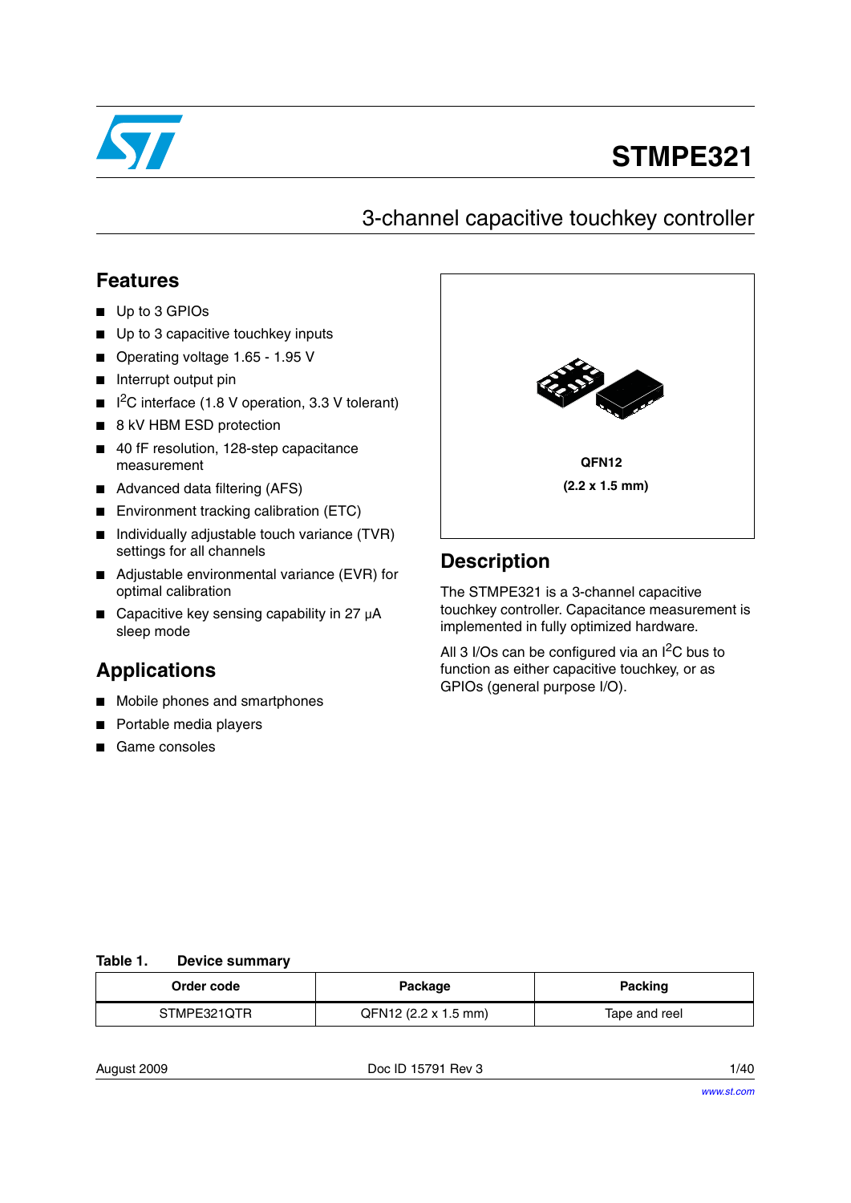# STMPE321

## 3-channel capacitive touchkey controller

## Features

- Up to 3 GPIOs
- Up to 3 capacitive touchkey inputs
- Operating voltage 1.65 - 1.95 V
- Interrupt output pin
- $I^2C$ interface (1.8 V operation, 3.3 V tolerant)
- 8 kV HBM ESD protection
- 40 fF resolution, 128-step capacitance measurement
- Advanced data filtering (AFS)
- Environment tracking calibration (ETC)
- Individually adjustable touch variance (TVR) settings for all channels
- Adjustable environmental variance (EVR) for optimal calibration
- Capacitive key sensing capability in 27 µA sleep mode

## Applications

- Mobile phones and smartphones
- Portable media players
- Game consoles

**QFN12**

**(2.2 x 1.5 mm)**

## Description

The STMPE321 is a 3-channel capacitive touchkey controller. Capacitance measurement is implemented in fully optimized hardware.

All 3 I/Os can be configured via an $I^2C$ bus to function as either capacitive touchkey, or as GPIOs (general purpose I/O).

**Table 1. Device summary**

| Order code | Package | Packing |
|---|---|---|
| STMPE321QTR | QFN12 (2.2 x 1.5 mm) | Tape and reel |

August 2009 Doc ID 15791 Rev 3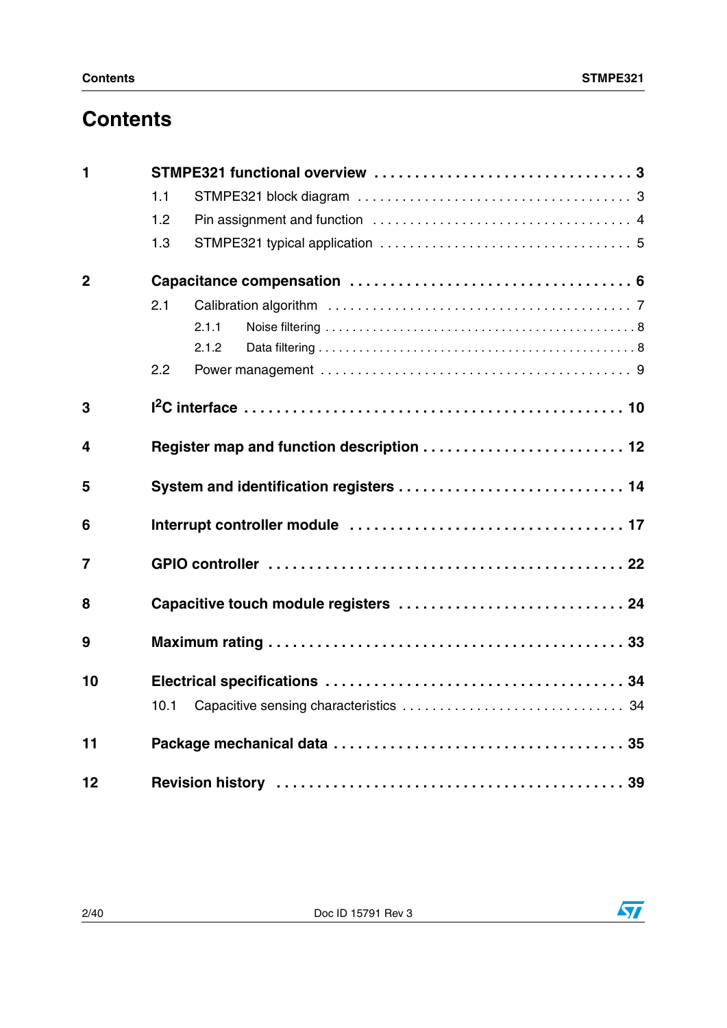# Contents

| | | |
|---|---|---|
| **1** | **STMPE321 functional overview** | **3** |
| | 1.1 STMPE321 block diagram | 3 |
| | 1.2 Pin assignment and function | 4 |
| | 1.3 STMPE321 typical application | 5 |
| **2** | **Capacitance compensation** | **6** |
| | 2.1 Calibration algorithm | 7 |
| | 2.1.1 Noise filtering | 8 |
| | 2.1.2 Data filtering | 8 |
| | 2.2 Power management | 9 |
| **3** | **I²C interface** | **10** |
| **4** | **Register map and function description** | **12** |
| **5** | **System and identification registers** | **14** |
| **6** | **Interrupt controller module** | **17** |
| **7** | **GPIO controller** | **22** |
| **8** | **Capacitive touch module registers** | **24** |
| **9** | **Maximum rating** | **33** |
| **10** | **Electrical specifications** | **34** |
| | 10.1 Capacitive sensing characteristics | 34 |
| **11** | **Package mechanical data** | **35** |
| **12** | **Revision history** | **39** |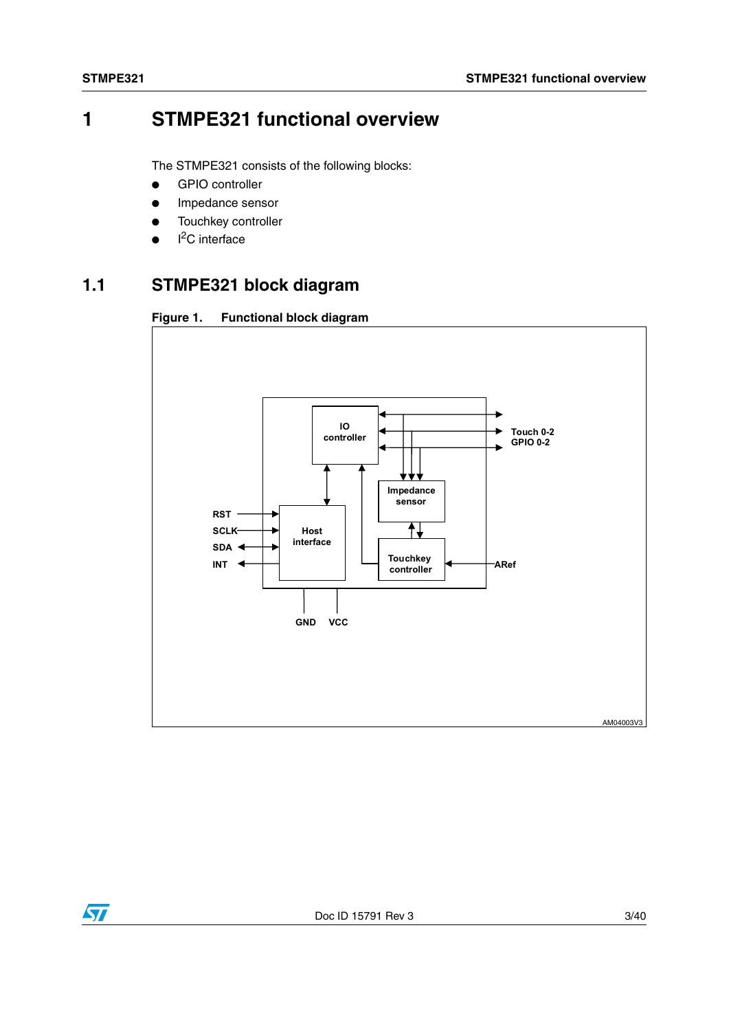# 1 STMPE321 functional overview

The STMPE321 consists of the following blocks:

- GPIO controller
- Impedance sensor
- Touchkey controller
- $I^2C$ interface

## 1.1 STMPE321 block diagram

**Figure 1. Functional block diagram**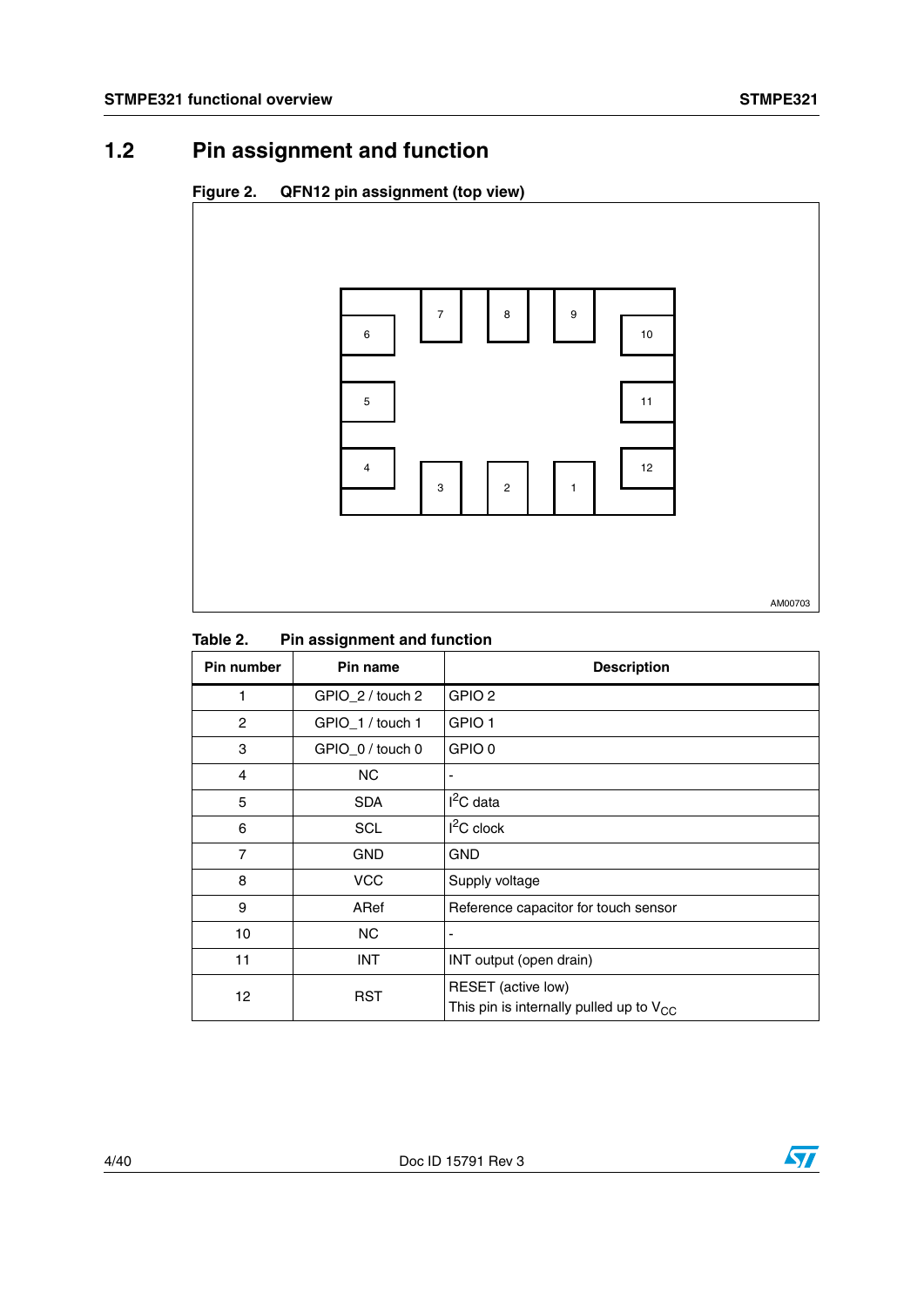## 1.2 Pin assignment and function

**Figure 2. QFN12 pin assignment (top view)**

**Table 2. Pin assignment and function**

| Pin number | Pin name | Description |
|---|---|---|
| 1 | GPIO_2 / touch 2 | GPIO 2 |
| 2 | GPIO_1 / touch 1 | GPIO 1 |
| 3 | GPIO_0 / touch 0 | GPIO 0 |
| 4 | NC | - |
| 5 | SDA | $I^2C$ data |
| 6 | SCL | $I^2C$ clock |
| 7 | GND | GND |
| 8 | VCC | Supply voltage |
| 9 | ARef | Reference capacitor for touch sensor |
| 10 | NC | - |
| 11 | INT | INT output (open drain) |
| 12 | RST | RESET (active low)<br>This pin is internally pulled up to $V_{CC}$ |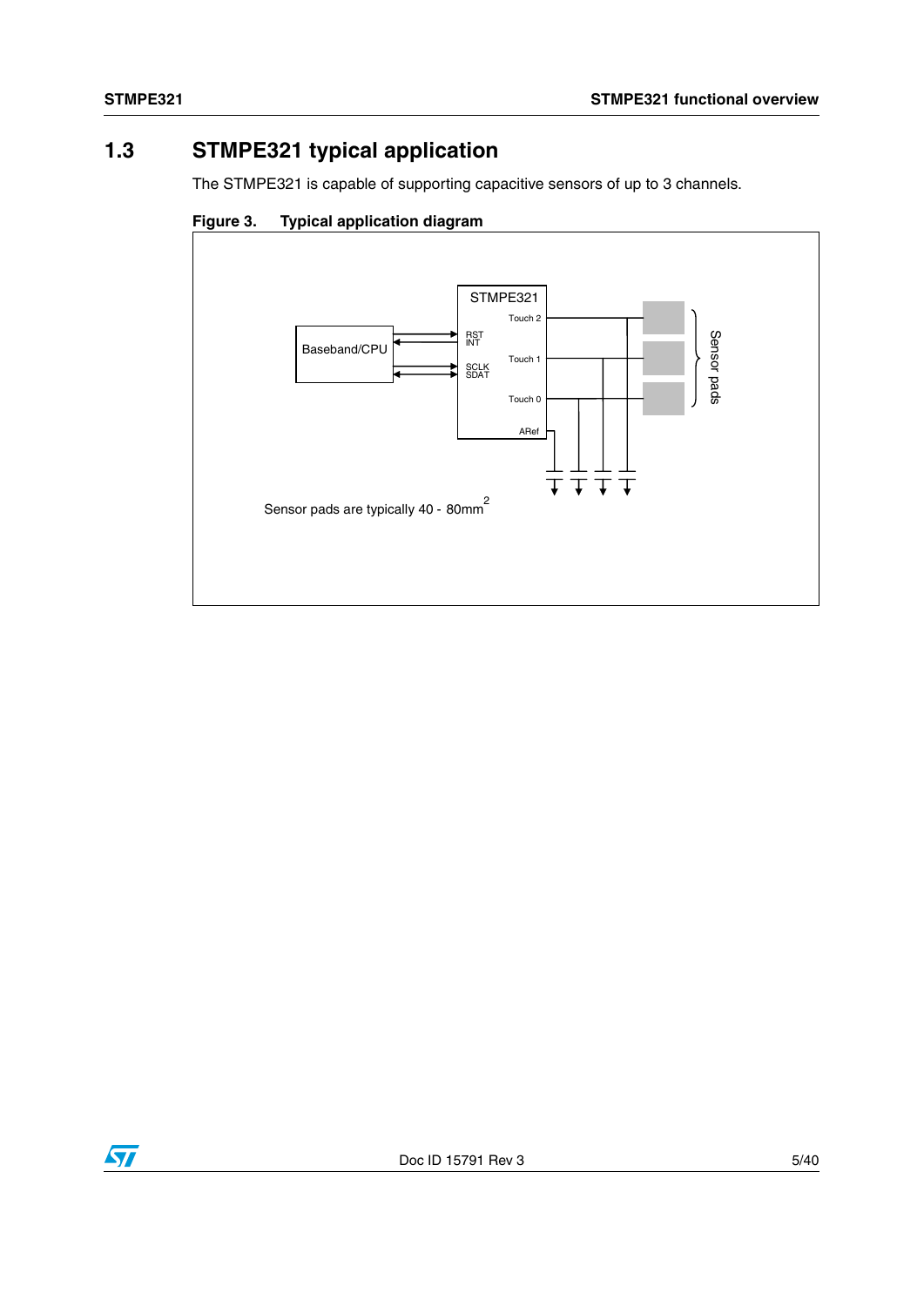## 1.3 STMPE321 typical application

The STMPE321 is capable of supporting capacitive sensors of up to 3 channels.

**Figure 3. Typical application diagram**

Sensor pads are typically 40 - 80mm$^2$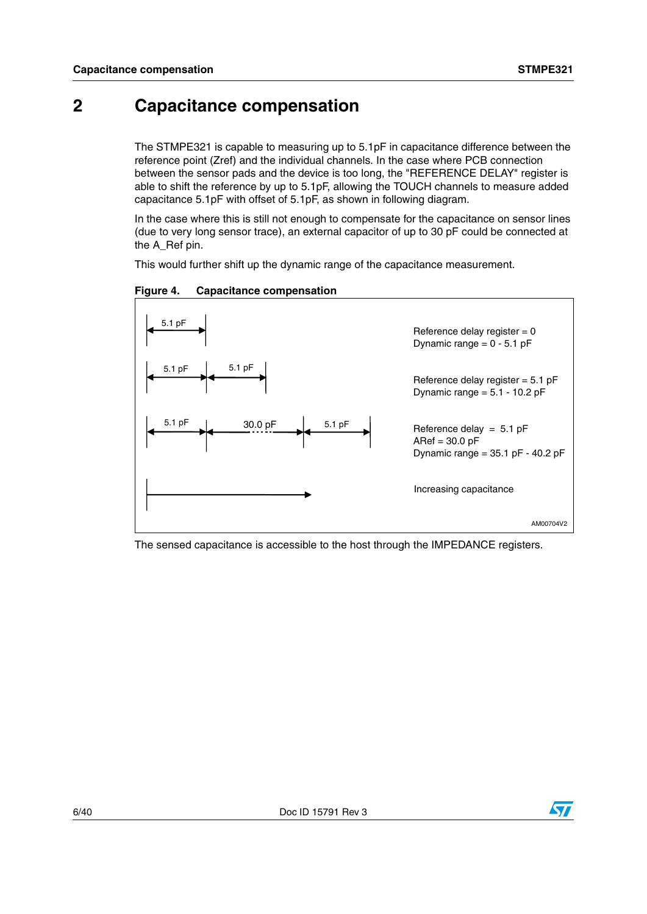# 2 Capacitance compensation

The STMPE321 is capable to measuring up to 5.1pF in capacitance difference between the reference point (Zref) and the individual channels. In the case where PCB connection between the sensor pads and the device is too long, the "REFERENCE DELAY" register is able to shift the reference by up to 5.1pF, allowing the TOUCH channels to measure added capacitance 5.1pF with offset of 5.1pF, as shown in following diagram.

In the case where this is still not enough to compensate for the capacitance on sensor lines (due to very long sensor trace), an external capacitor of up to 30 pF could be connected at the A_Ref pin.

This would further shift up the dynamic range of the capacitance measurement.

**Figure 4. Capacitance compensation**

| Diagram | Description |
|---|---|
| 5.1 pF | Reference delay register = 0<br>Dynamic range = 0 - 5.1 pF |
| 5.1 pF, 5.1 pF | Reference delay register = 5.1 pF<br>Dynamic range = 5.1 - 10.2 pF |
| 5.1 pF, 30.0 pF, 5.1 pF | Reference delay = 5.1 pF<br>ARef = 30.0 pF<br>Dynamic range = 35.1 pF - 40.2 pF |
| → | Increasing capacitance |

AM00704V2

The sensed capacitance is accessible to the host through the IMPEDANCE registers.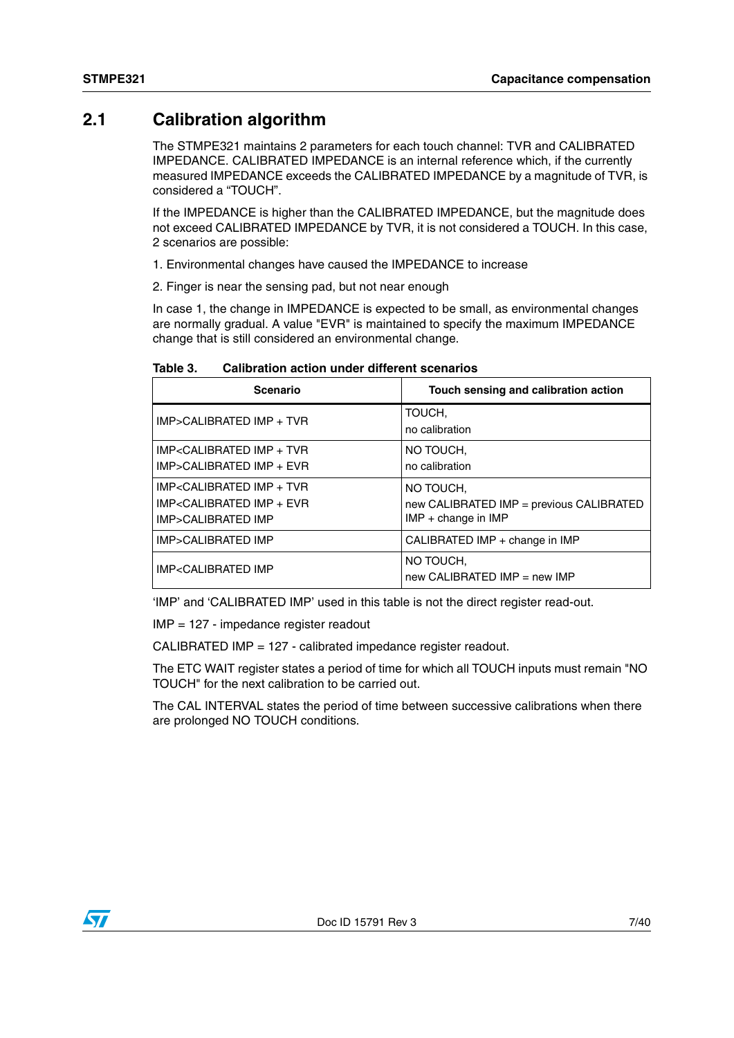## 2.1 Calibration algorithm

The STMPE321 maintains 2 parameters for each touch channel: TVR and CALIBRATED IMPEDANCE. CALIBRATED IMPEDANCE is an internal reference which, if the currently measured IMPEDANCE exceeds the CALIBRATED IMPEDANCE by a magnitude of TVR, is considered a "TOUCH".

If the IMPEDANCE is higher than the CALIBRATED IMPEDANCE, but the magnitude does not exceed CALIBRATED IMPEDANCE by TVR, it is not considered a TOUCH. In this case, 2 scenarios are possible:

1. Environmental changes have caused the IMPEDANCE to increase
2. Finger is near the sensing pad, but not near enough

In case 1, the change in IMPEDANCE is expected to be small, as environmental changes are normally gradual. A value "EVR" is maintained to specify the maximum IMPEDANCE change that is still considered an environmental change.

**Table 3. Calibration action under different scenarios**

| Scenario | Touch sensing and calibration action |
|---|---|
| IMP>CALIBRATED IMP + TVR | TOUCH,<br>no calibration |
| IMP<CALIBRATED IMP + TVR<br>IMP>CALIBRATED IMP + EVR | NO TOUCH,<br>no calibration |
| IMP<CALIBRATED IMP + TVR<br>IMP<CALIBRATED IMP + EVR<br>IMP>CALIBRATED IMP | NO TOUCH,<br>new CALIBRATED IMP = previous CALIBRATED IMP + change in IMP |
| IMP>CALIBRATED IMP | CALIBRATED IMP + change in IMP |
| IMP<CALIBRATED IMP | NO TOUCH,<br>new CALIBRATED IMP = new IMP |

'IMP' and 'CALIBRATED IMP' used in this table is not the direct register read-out.

IMP = 127 - impedance register readout

CALIBRATED IMP = 127 - calibrated impedance register readout.

The ETC WAIT register states a period of time for which all TOUCH inputs must remain "NO TOUCH" for the next calibration to be carried out.

The CAL INTERVAL states the period of time between successive calibrations when there are prolonged NO TOUCH conditions.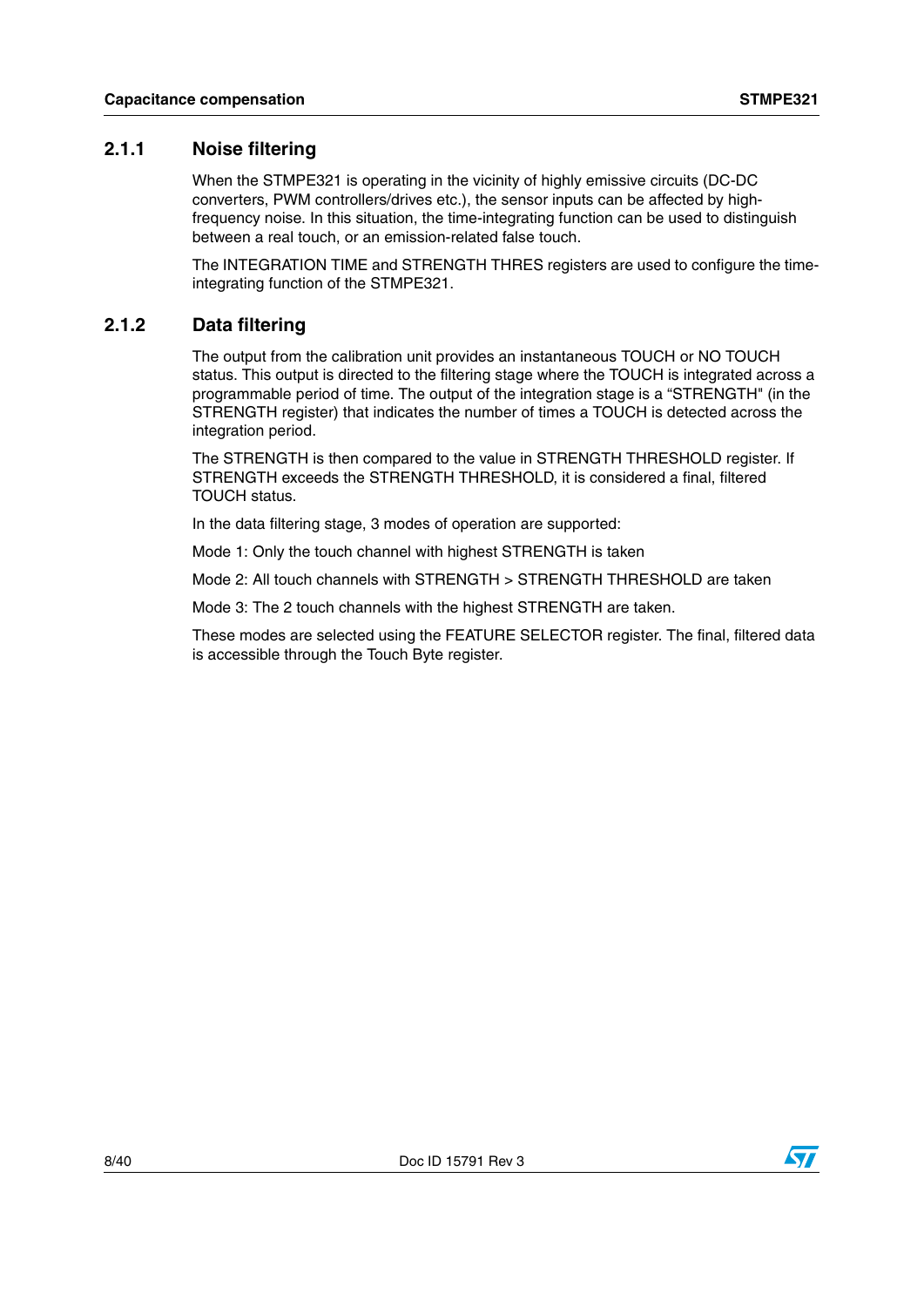### 2.1.1 Noise filtering

When the STMPE321 is operating in the vicinity of highly emissive circuits (DC-DC converters, PWM controllers/drives etc.), the sensor inputs can be affected by high-frequency noise. In this situation, the time-integrating function can be used to distinguish between a real touch, or an emission-related false touch.

The INTEGRATION TIME and STRENGTH THRES registers are used to configure the time-integrating function of the STMPE321.

### 2.1.2 Data filtering

The output from the calibration unit provides an instantaneous TOUCH or NO TOUCH status. This output is directed to the filtering stage where the TOUCH is integrated across a programmable period of time. The output of the integration stage is a "STRENGTH" (in the STRENGTH register) that indicates the number of times a TOUCH is detected across the integration period.

The STRENGTH is then compared to the value in STRENGTH THRESHOLD register. If STRENGTH exceeds the STRENGTH THRESHOLD, it is considered a final, filtered TOUCH status.

In the data filtering stage, 3 modes of operation are supported:

Mode 1: Only the touch channel with highest STRENGTH is taken

Mode 2: All touch channels with STRENGTH > STRENGTH THRESHOLD are taken

Mode 3: The 2 touch channels with the highest STRENGTH are taken.

These modes are selected using the FEATURE SELECTOR register. The final, filtered data is accessible through the Touch Byte register.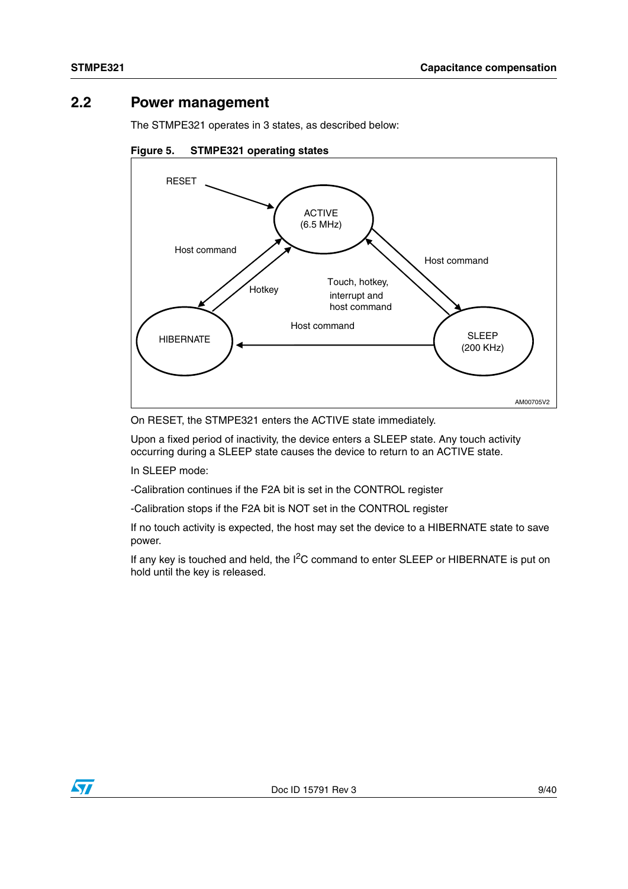## 2.2 Power management

The STMPE321 operates in 3 states, as described below:

**Figure 5. STMPE321 operating states**

On RESET, the STMPE321 enters the ACTIVE state immediately.

Upon a fixed period of inactivity, the device enters a SLEEP state. Any touch activity occurring during a SLEEP state causes the device to return to an ACTIVE state.

In SLEEP mode:

-Calibration continues if the F2A bit is set in the CONTROL register

-Calibration stops if the F2A bit is NOT set in the CONTROL register

If no touch activity is expected, the host may set the device to a HIBERNATE state to save power.

If any key is touched and held, the $I^2C$ command to enter SLEEP or HIBERNATE is put on hold until the key is released.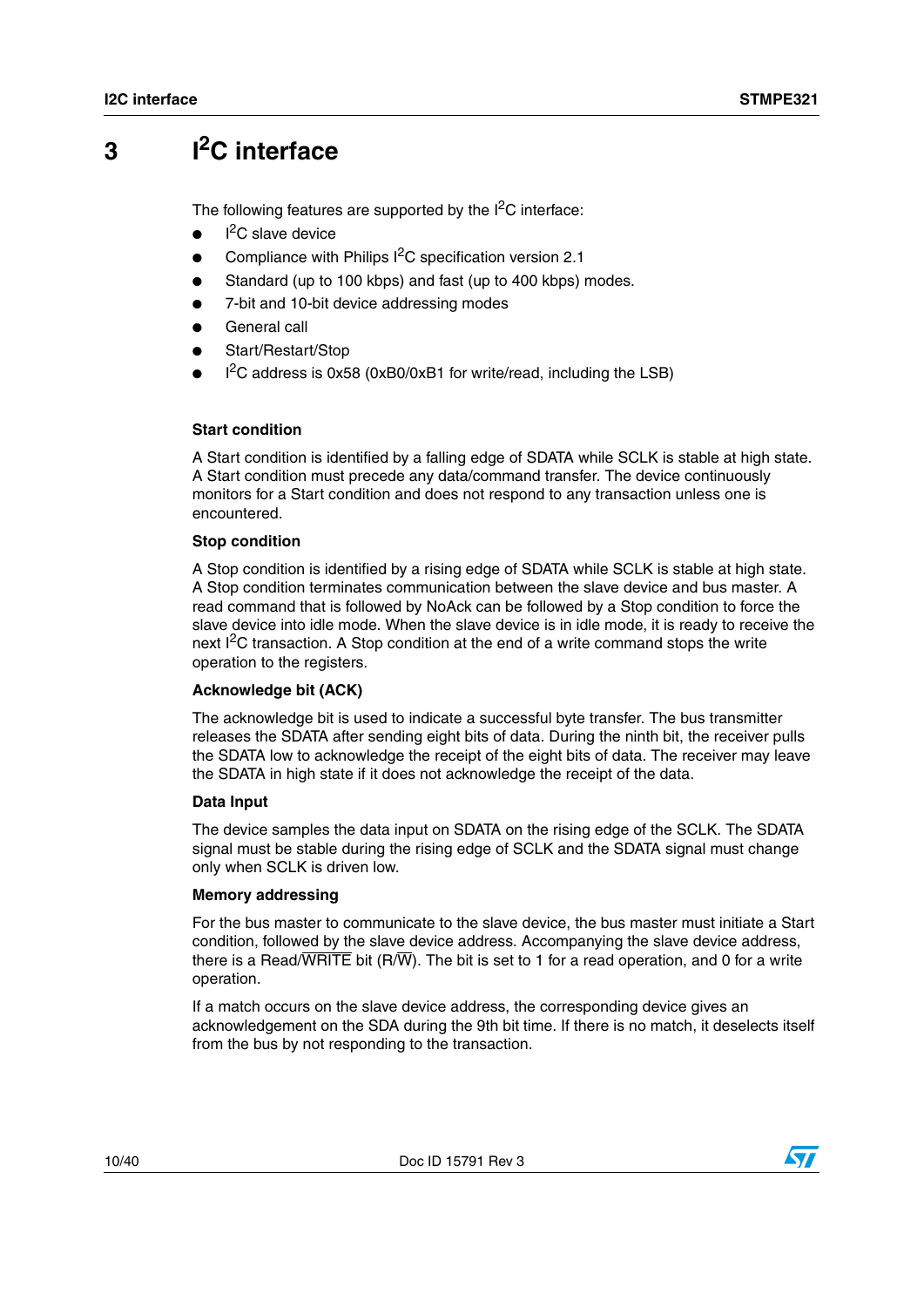# 3 I$^2$C interface

The following features are supported by the I$^2$C interface:

- I$^2$C slave device
- Compliance with Philips I$^2$C specification version 2.1
- Standard (up to 100 kbps) and fast (up to 400 kbps) modes.
- 7-bit and 10-bit device addressing modes
- General call
- Start/Restart/Stop
- I$^2$C address is 0x58 (0xB0/0xB1 for write/read, including the LSB)

### Start condition

A Start condition is identified by a falling edge of SDATA while SCLK is stable at high state. A Start condition must precede any data/command transfer. The device continuously monitors for a Start condition and does not respond to any transaction unless one is encountered.

### Stop condition

A Stop condition is identified by a rising edge of SDATA while SCLK is stable at high state. A Stop condition terminates communication between the slave device and bus master. A read command that is followed by NoAck can be followed by a Stop condition to force the slave device into idle mode. When the slave device is in idle mode, it is ready to receive the next I$^2$C transaction. A Stop condition at the end of a write command stops the write operation to the registers.

### Acknowledge bit (ACK)

The acknowledge bit is used to indicate a successful byte transfer. The bus transmitter releases the SDATA after sending eight bits of data. During the ninth bit, the receiver pulls the SDATA low to acknowledge the receipt of the eight bits of data. The receiver may leave the SDATA in high state if it does not acknowledge the receipt of the data.

### Data Input

The device samples the data input on SDATA on the rising edge of the SCLK. The SDATA signal must be stable during the rising edge of SCLK and the SDATA signal must change only when SCLK is driven low.

### Memory addressing

For the bus master to communicate to the slave device, the bus master must initiate a Start condition, followed by the slave device address. Accompanying the slave device address, there is a Read/$\overline{\text{WRITE}}$ bit (R/$\overline{\text{W}}$). The bit is set to 1 for a read operation, and 0 for a write operation.

If a match occurs on the slave device address, the corresponding device gives an acknowledgement on the SDA during the 9th bit time. If there is no match, it deselects itself from the bus by not responding to the transaction.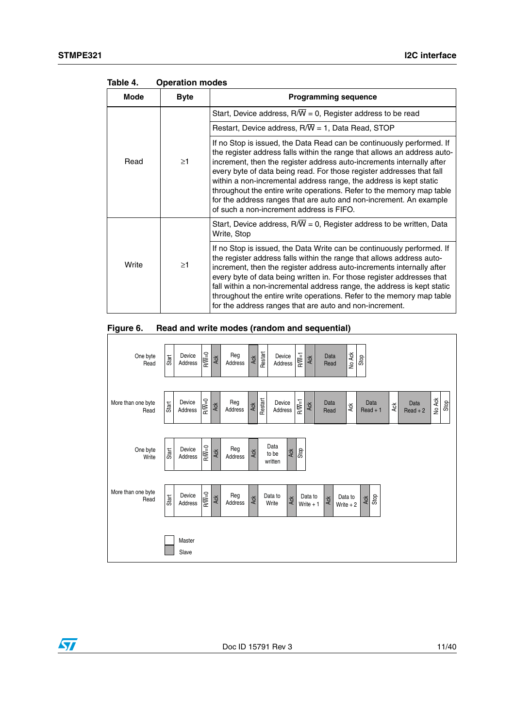Table 4. Operation modes

| Mode | Byte | Programming sequence |
|---|---|---|
| Read | ≥1 | Start, Device address, R/$\overline{W}$ = 0, Register address to be read |
| | | Restart, Device address, R/$\overline{W}$ = 1, Data Read, STOP |
| | | If no Stop is issued, the Data Read can be continuously performed. If the register address falls within the range that allows an address auto-increment, then the register address auto-increments internally after every byte of data being read. For those register addresses that fall within a non-incremental address range, the address is kept static throughout the entire write operations. Refer to the memory map table for the address ranges that are auto and non-increment. An example of such a non-increment address is FIFO. |
| Write | ≥1 | Start, Device address, R/$\overline{W}$ = 0, Register address to be written, Data Write, Stop |
| | | If no Stop is issued, the Data Write can be continuously performed. If the register address falls within the range that allows address auto-increment, then the register address auto-increments internally after every byte of data being written. For those register addresses that fall within a non-incremental address range, the address is kept static throughout the entire write operations. Refer to the memory map table for the address ranges that are auto and non-increment. |

Figure 6. Read and write modes (random and sequential)

One byte Read: Start | Device Address | R/$\overline{W}$=0 | Ack | Reg Address | Ack | Restart | Device Address | R/$\overline{W}$=1 | Ack | Data Read | No Ack | Stop

More than one byte Read: Start | Device Address | R/$\overline{W}$=0 | Ack | Reg Address | Ack | Restart | Device Address | R/$\overline{W}$=1 | Ack | Data Read | Ack | Data Read + 1 | Ack | Data Read + 2 | No Ack | Stop

One byte Write: Start | Device Address | R/$\overline{W}$=0 | Ack | Reg Address | Ack | Data to be written | Ack | Stop

More than one byte Read: Start | Device Address | R/$\overline{W}$=0 | Ack | Reg Address | Ack | Data to Write | Ack | Data to Write + 1 | Ack | Data to Write + 2 | Ack | Stop

Master

Slave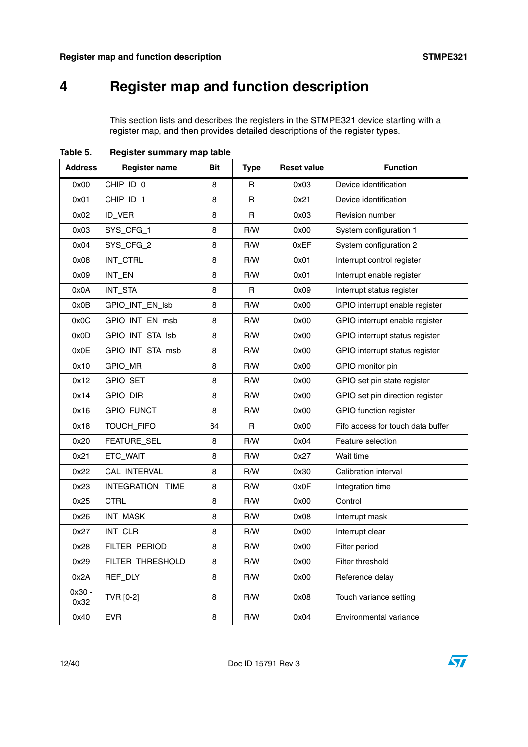# 4 Register map and function description

This section lists and describes the registers in the STMPE321 device starting with a register map, and then provides detailed descriptions of the register types.

**Table 5. Register summary map table**

| Address | Register name | Bit | Type | Reset value | Function |
|---|---|---|---|---|---|
| 0x00 | CHIP_ID_0 | 8 | R | 0x03 | Device identification |
| 0x01 | CHIP_ID_1 | 8 | R | 0x21 | Device identification |
| 0x02 | ID_VER | 8 | R | 0x03 | Revision number |
| 0x03 | SYS_CFG_1 | 8 | R/W | 0x00 | System configuration 1 |
| 0x04 | SYS_CFG_2 | 8 | R/W | 0xEF | System configuration 2 |
| 0x08 | INT_CTRL | 8 | R/W | 0x01 | Interrupt control register |
| 0x09 | INT_EN | 8 | R/W | 0x01 | Interrupt enable register |
| 0x0A | INT_STA | 8 | R | 0x09 | Interrupt status register |
| 0x0B | GPIO_INT_EN_lsb | 8 | R/W | 0x00 | GPIO interrupt enable register |
| 0x0C | GPIO_INT_EN_msb | 8 | R/W | 0x00 | GPIO interrupt enable register |
| 0x0D | GPIO_INT_STA_lsb | 8 | R/W | 0x00 | GPIO interrupt status register |
| 0x0E | GPIO_INT_STA_msb | 8 | R/W | 0x00 | GPIO interrupt status register |
| 0x10 | GPIO_MR | 8 | R/W | 0x00 | GPIO monitor pin |
| 0x12 | GPIO_SET | 8 | R/W | 0x00 | GPIO set pin state register |
| 0x14 | GPIO_DIR | 8 | R/W | 0x00 | GPIO set pin direction register |
| 0x16 | GPIO_FUNCT | 8 | R/W | 0x00 | GPIO function register |
| 0x18 | TOUCH_FIFO | 64 | R | 0x00 | Fifo access for touch data buffer |
| 0x20 | FEATURE_SEL | 8 | R/W | 0x04 | Feature selection |
| 0x21 | ETC_WAIT | 8 | R/W | 0x27 | Wait time |
| 0x22 | CAL_INTERVAL | 8 | R/W | 0x30 | Calibration interval |
| 0x23 | INTEGRATION_ TIME | 8 | R/W | 0x0F | Integration time |
| 0x25 | CTRL | 8 | R/W | 0x00 | Control |
| 0x26 | INT_MASK | 8 | R/W | 0x08 | Interrupt mask |
| 0x27 | INT_CLR | 8 | R/W | 0x00 | Interrupt clear |
| 0x28 | FILTER_PERIOD | 8 | R/W | 0x00 | Filter period |
| 0x29 | FILTER_THRESHOLD | 8 | R/W | 0x00 | Filter threshold |
| 0x2A | REF_DLY | 8 | R/W | 0x00 | Reference delay |
| 0x30 - 0x32 | TVR [0-2] | 8 | R/W | 0x08 | Touch variance setting |
| 0x40 | EVR | 8 | R/W | 0x04 | Environmental variance |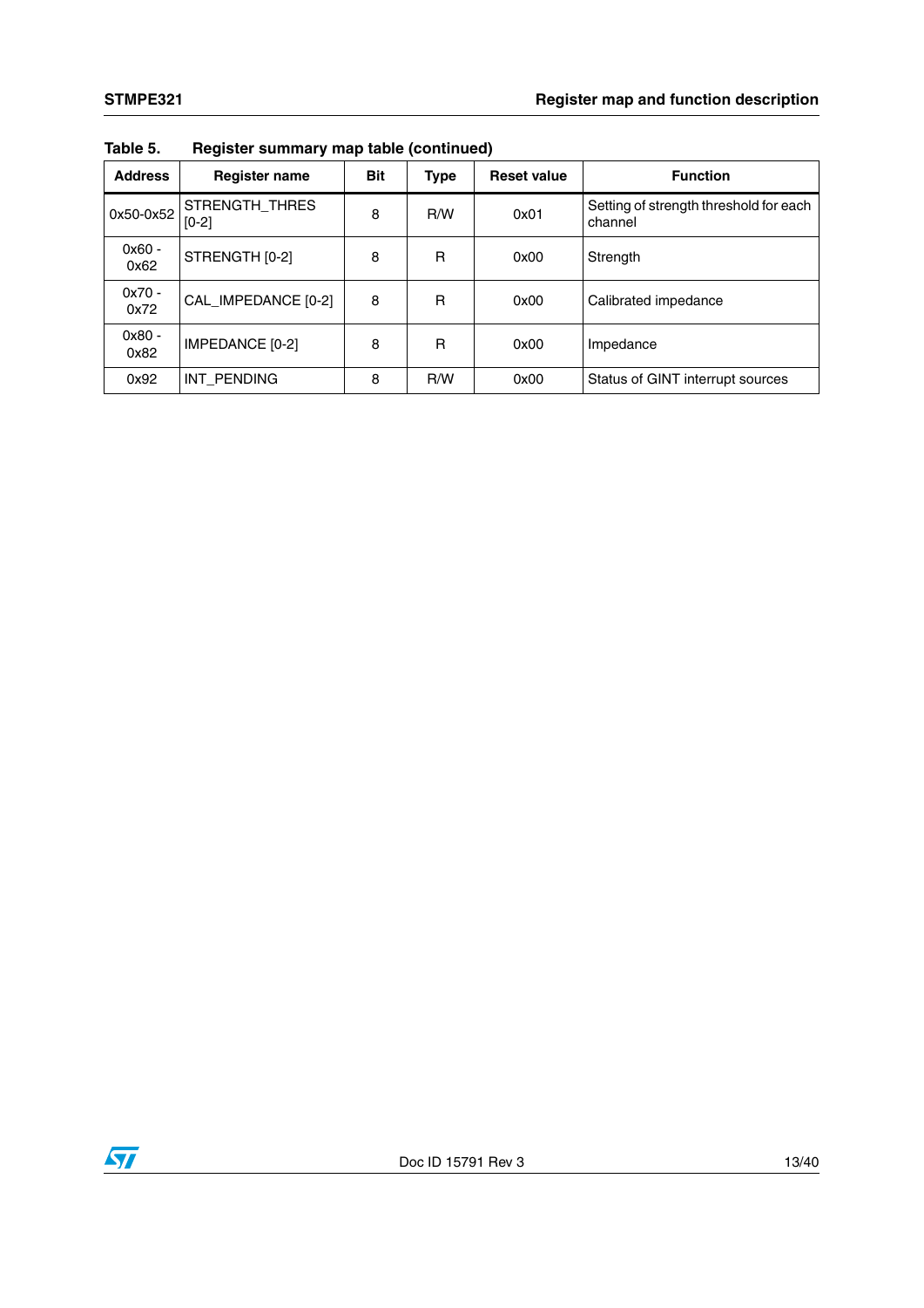**Table 5. Register summary map table (continued)**

| Address | Register name | Bit | Type | Reset value | Function |
|---|---|---|---|---|---|
| 0x50-0x52 | STRENGTH_THRES [0-2] | 8 | R/W | 0x01 | Setting of strength threshold for each channel |
| 0x60 - 0x62 | STRENGTH [0-2] | 8 | R | 0x00 | Strength |
| 0x70 - 0x72 | CAL_IMPEDANCE [0-2] | 8 | R | 0x00 | Calibrated impedance |
| 0x80 - 0x82 | IMPEDANCE [0-2] | 8 | R | 0x00 | Impedance |
| 0x92 | INT_PENDING | 8 | R/W | 0x00 | Status of GINT interrupt sources |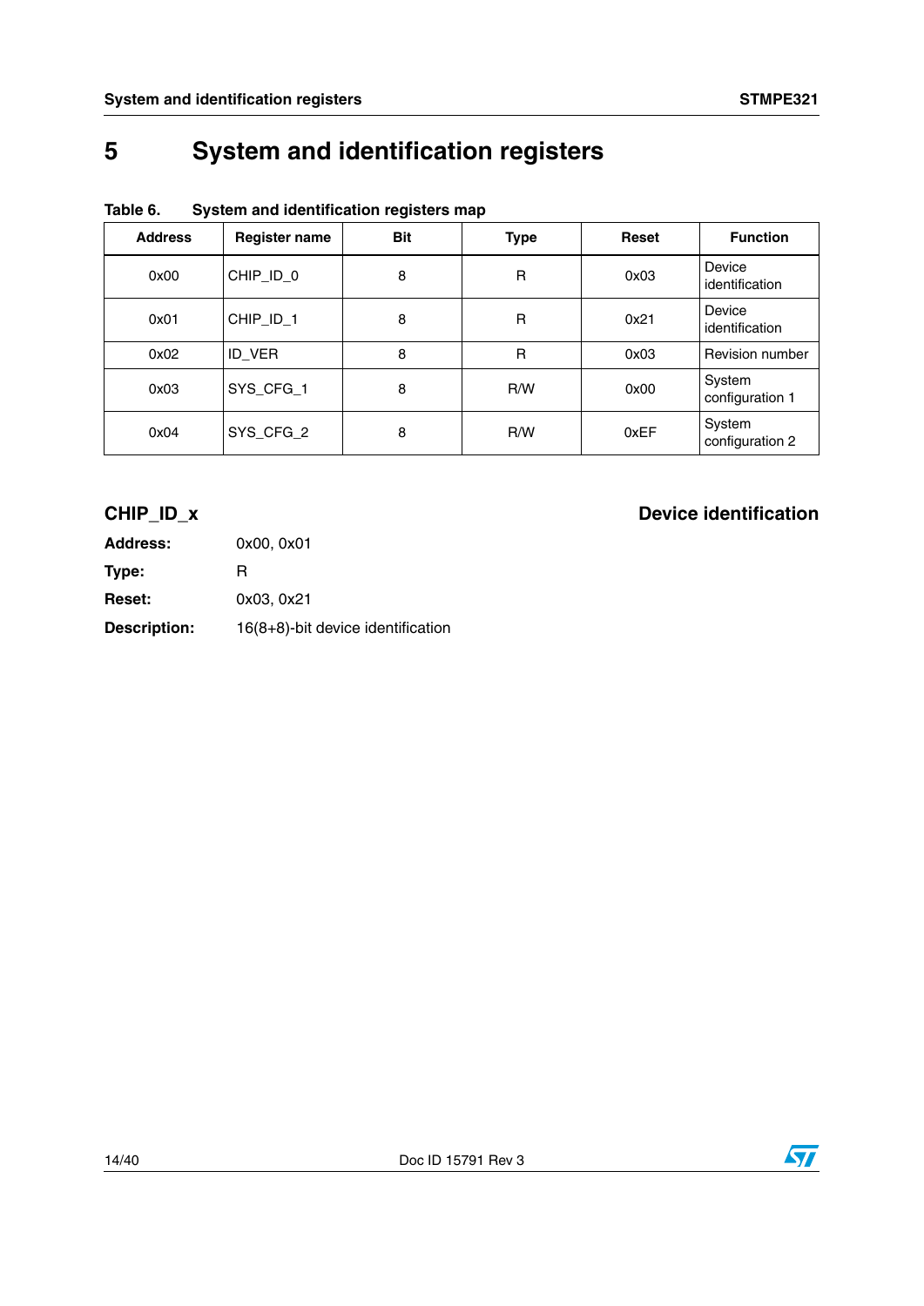# 5 System and identification registers

**Table 6. System and identification registers map**

| Address | Register name | Bit | Type | Reset | Function |
|---|---|---|---|---|---|
| 0x00 | CHIP_ID_0 | 8 | R | 0x03 | Device identification |
| 0x01 | CHIP_ID_1 | 8 | R | 0x21 | Device identification |
| 0x02 | ID_VER | 8 | R | 0x03 | Revision number |
| 0x03 | SYS_CFG_1 | 8 | R/W | 0x00 | System configuration 1 |
| 0x04 | SYS_CFG_2 | 8 | R/W | 0xEF | System configuration 2 |

## CHIP_ID_x — Device identification

**Address:** 0x00, 0x01

**Type:** R

**Reset:** 0x03, 0x21

**Description:** 16(8+8)-bit device identification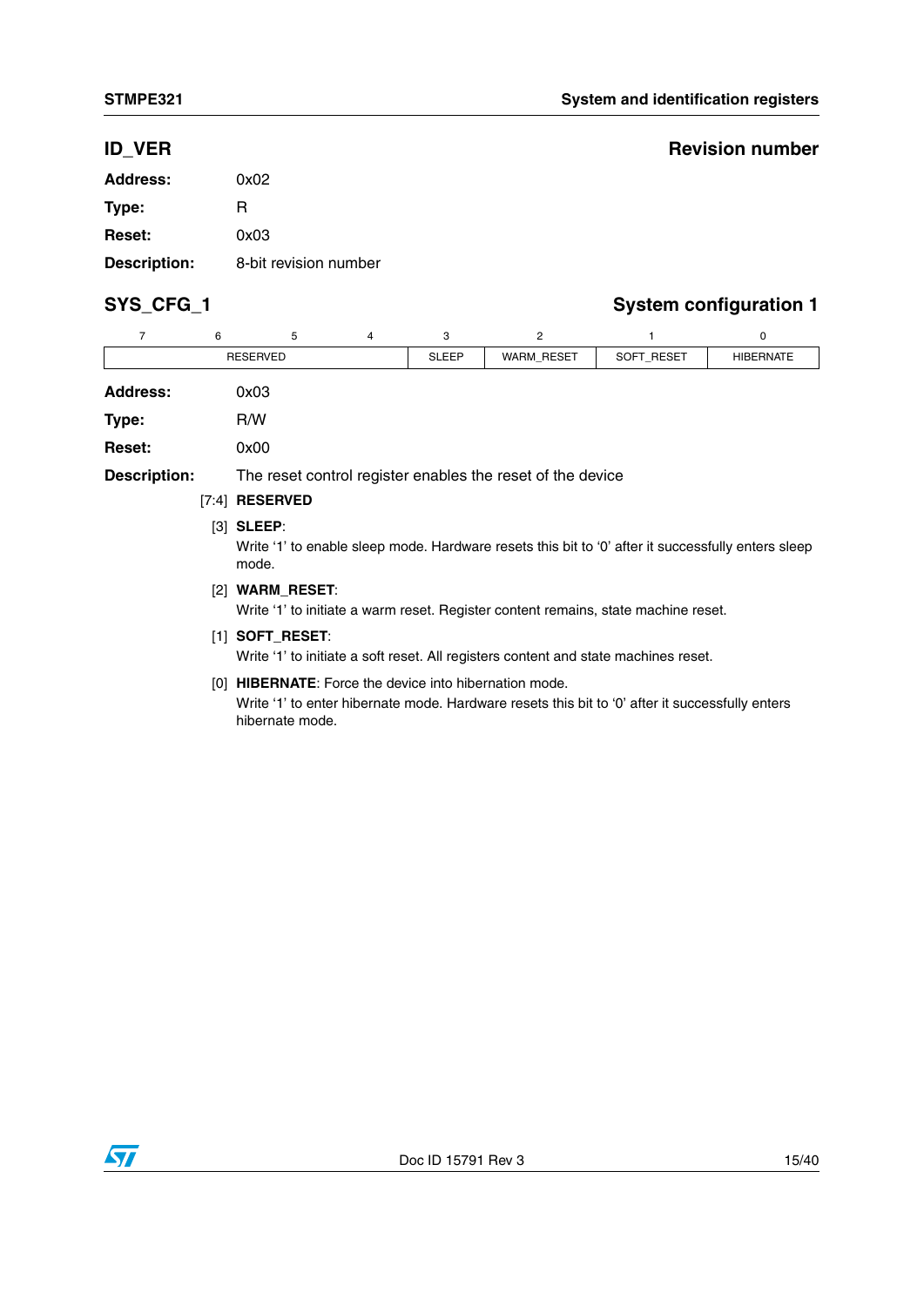## ID_VER — Revision number

**Address:** 0x02

**Type:** R

**Reset:** 0x03

**Description:** 8-bit revision number

## SYS_CFG_1 — System configuration 1

| 7 | 6 | 5 | 4 | 3 | 2 | 1 | 0 |
|---|---|---|---|---|---|---|---|
| RESERVED | | | | SLEEP | WARM_RESET | SOFT_RESET | HIBERNATE |

**Address:** 0x03

**Type:** R/W

**Reset:** 0x00

**Description:** The reset control register enables the reset of the device

[7:4] **RESERVED**

[3] **SLEEP**:
Write '1' to enable sleep mode. Hardware resets this bit to '0' after it successfully enters sleep mode.

[2] **WARM_RESET**:
Write '1' to initiate a warm reset. Register content remains, state machine reset.

[1] **SOFT_RESET**:
Write '1' to initiate a soft reset. All registers content and state machines reset.

[0] **HIBERNATE**: Force the device into hibernation mode.
Write '1' to enter hibernate mode. Hardware resets this bit to '0' after it successfully enters hibernate mode.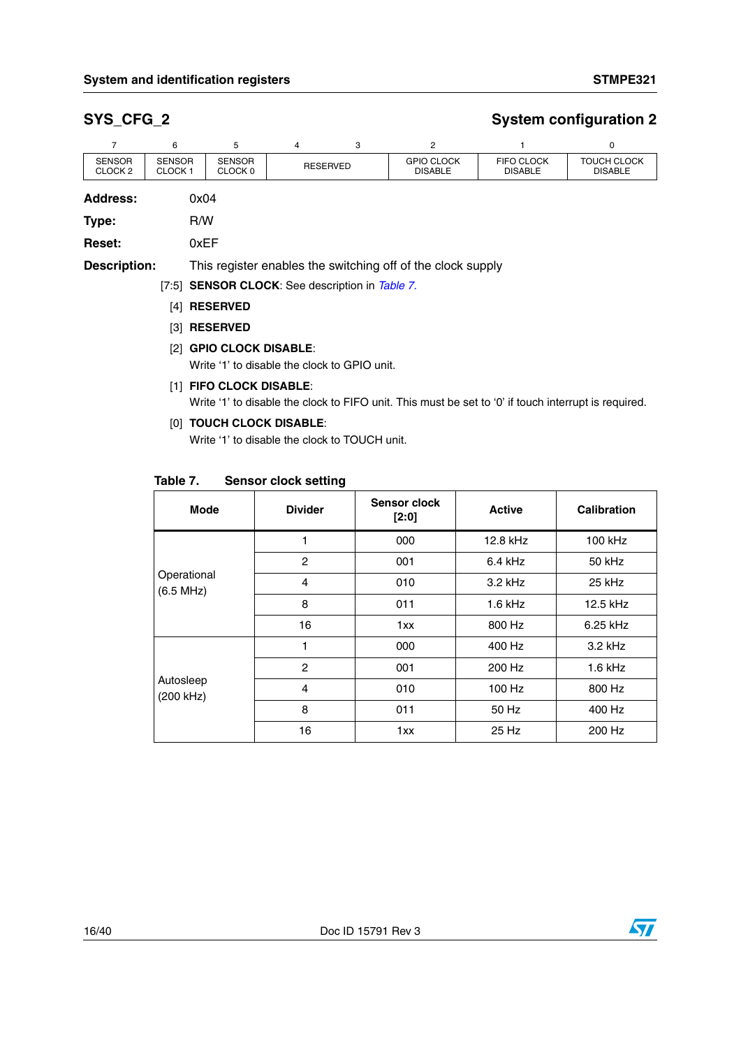## SYS_CFG_2 — System configuration 2

| 7 | 6 | 5 | 4 | 3 | 2 | 1 | 0 |
|---|---|---|---|---|---|---|---|
| SENSOR CLOCK 2 | SENSOR CLOCK 1 | SENSOR CLOCK 0 | RESERVED | | GPIO CLOCK DISABLE | FIFO CLOCK DISABLE | TOUCH CLOCK DISABLE |

**Address:** 0x04

**Type:** R/W

**Reset:** 0xEF

**Description:** This register enables the switching off of the clock supply

[7:5] **SENSOR CLOCK**: See description in *Table 7.*

[4] **RESERVED**

[3] **RESERVED**

[2] **GPIO CLOCK DISABLE**:
Write '1' to disable the clock to GPIO unit.

[1] **FIFO CLOCK DISABLE**:
Write '1' to disable the clock to FIFO unit. This must be set to '0' if touch interrupt is required.

[0] **TOUCH CLOCK DISABLE**:
Write '1' to disable the clock to TOUCH unit.

**Table 7. Sensor clock setting**

| Mode | Divider | Sensor clock [2:0] | Active | Calibration |
|---|---|---|---|---|
| Operational (6.5 MHz) | 1 | 000 | 12.8 kHz | 100 kHz |
| | 2 | 001 | 6.4 kHz | 50 kHz |
| | 4 | 010 | 3.2 kHz | 25 kHz |
| | 8 | 011 | 1.6 kHz | 12.5 kHz |
| | 16 | 1xx | 800 Hz | 6.25 kHz |
| Autosleep (200 kHz) | 1 | 000 | 400 Hz | 3.2 kHz |
| | 2 | 001 | 200 Hz | 1.6 kHz |
| | 4 | 010 | 100 Hz | 800 Hz |
| | 8 | 011 | 50 Hz | 400 Hz |
| | 16 | 1xx | 25 Hz | 200 Hz |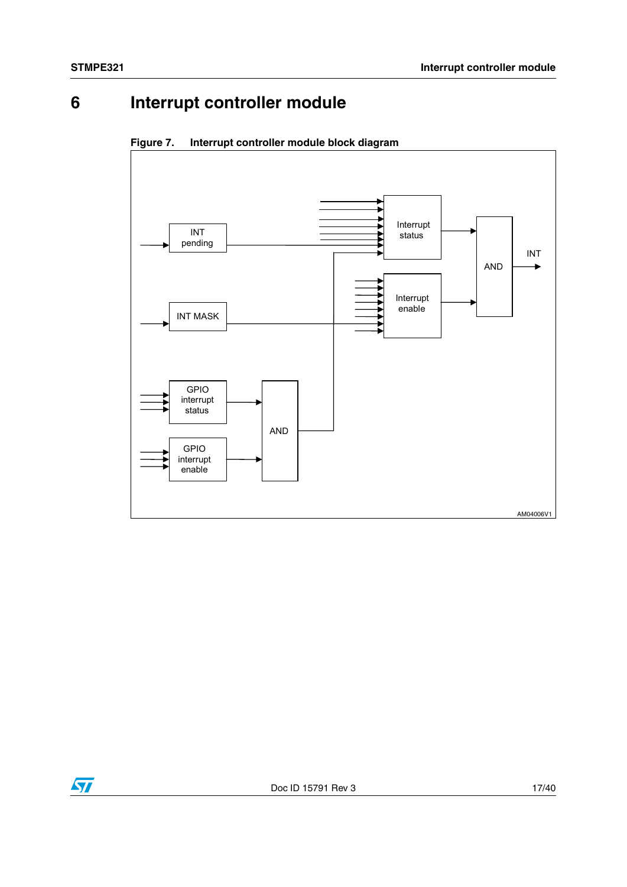# 6 Interrupt controller module

Figure 7. Interrupt controller module block diagram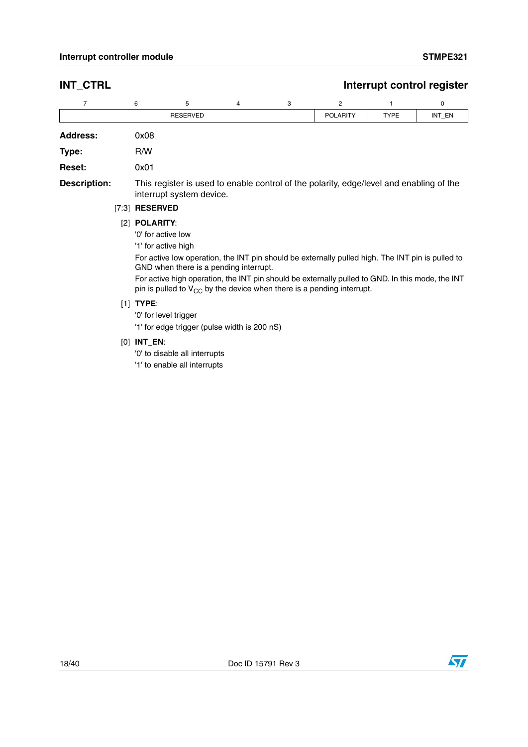## INT_CTRL — Interrupt control register

| 7 | 6 | 5 | 4 | 3 | 2 | 1 | 0 |
|---|---|---|---|---|---|---|---|
| RESERVED | | | | | POLARITY | TYPE | INT_EN |

**Address:** 0x08

**Type:** R/W

**Reset:** 0x01

**Description:** This register is used to enable control of the polarity, edge/level and enabling of the interrupt system device.

[7:3] **RESERVED**

[2] **POLARITY**:

'0' for active low

'1' for active high

For active low operation, the INT pin should be externally pulled high. The INT pin is pulled to GND when there is a pending interrupt.

For active high operation, the INT pin should be externally pulled to GND. In this mode, the INT pin is pulled to $V_{CC}$ by the device when there is a pending interrupt.

[1] **TYPE**:

'0' for level trigger

'1' for edge trigger (pulse width is 200 nS)

[0] **INT_EN**:

'0' to disable all interrupts

'1' to enable all interrupts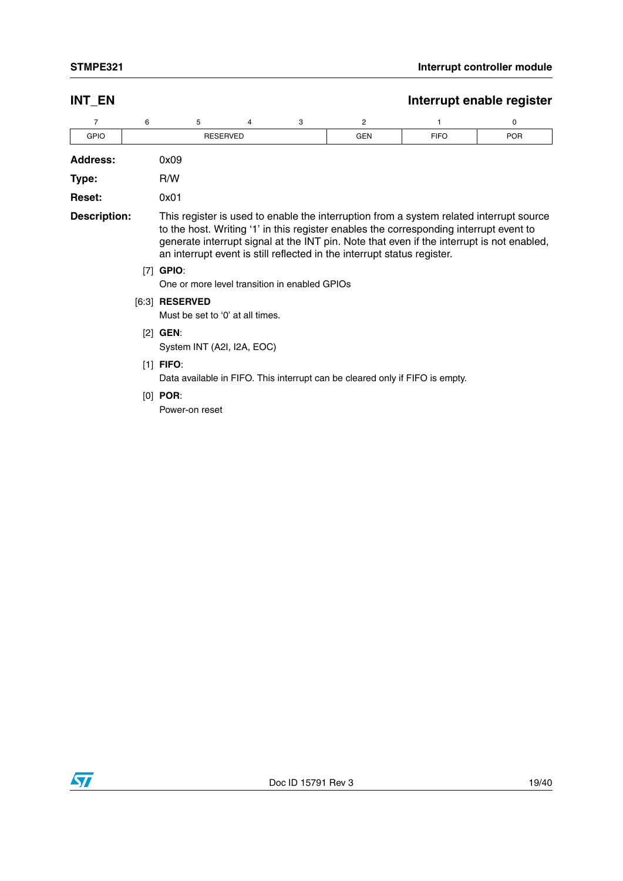## INT_EN — Interrupt enable register

| 7 | 6 | 5 | 4 | 3 | 2 | 1 | 0 |
|---|---|---|---|---|---|---|---|
| GPIO | RESERVED | | | | GEN | FIFO | POR |

**Address:** 0x09

**Type:** R/W

**Reset:** 0x01

**Description:** This register is used to enable the interruption from a system related interrupt source to the host. Writing '1' in this register enables the corresponding interrupt event to generate interrupt signal at the INT pin. Note that even if the interrupt is not enabled, an interrupt event is still reflected in the interrupt status register.

[7] **GPIO**:
One or more level transition in enabled GPIOs

[6:3] **RESERVED**
Must be set to '0' at all times.

[2] **GEN**:
System INT (A2I, I2A, EOC)

[1] **FIFO**:
Data available in FIFO. This interrupt can be cleared only if FIFO is empty.

[0] **POR**:
Power-on reset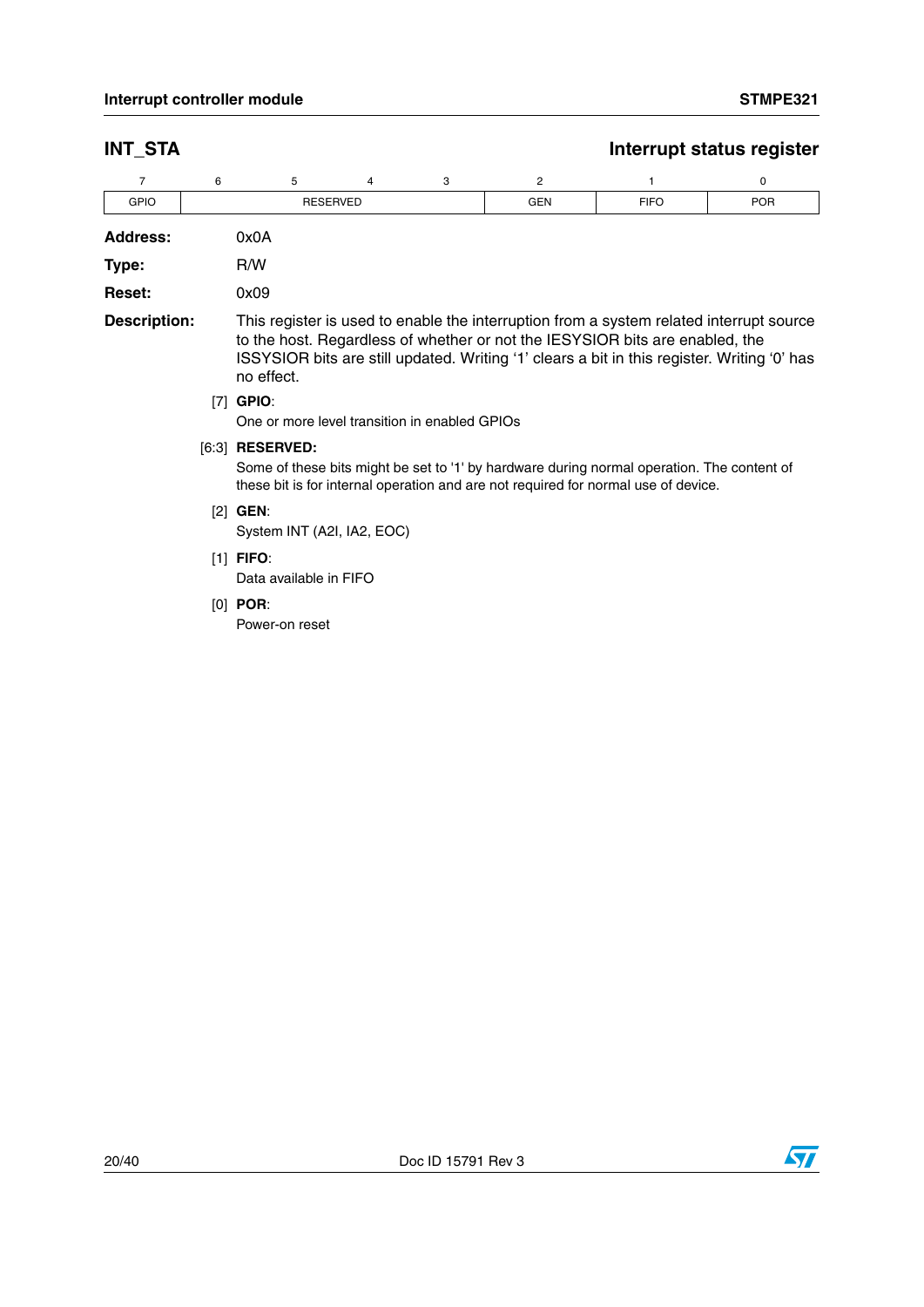## INT_STA — Interrupt status register

| 7 | 6 | 5 | 4 | 3 | 2 | 1 | 0 |
|---|---|---|---|---|---|---|---|
| GPIO | RESERVED | | | | GEN | FIFO | POR |

**Address:** 0x0A

**Type:** R/W

**Reset:** 0x09

**Description:** This register is used to enable the interruption from a system related interrupt source to the host. Regardless of whether or not the IESYSIOR bits are enabled, the ISSYSIOR bits are still updated. Writing '1' clears a bit in this register. Writing '0' has no effect.

[7] **GPIO**:
One or more level transition in enabled GPIOs

[6:3] **RESERVED:**
Some of these bits might be set to '1' by hardware during normal operation. The content of these bit is for internal operation and are not required for normal use of device.

[2] **GEN**:
System INT (A2I, IA2, EOC)

[1] **FIFO**:
Data available in FIFO

[0] **POR**:
Power-on reset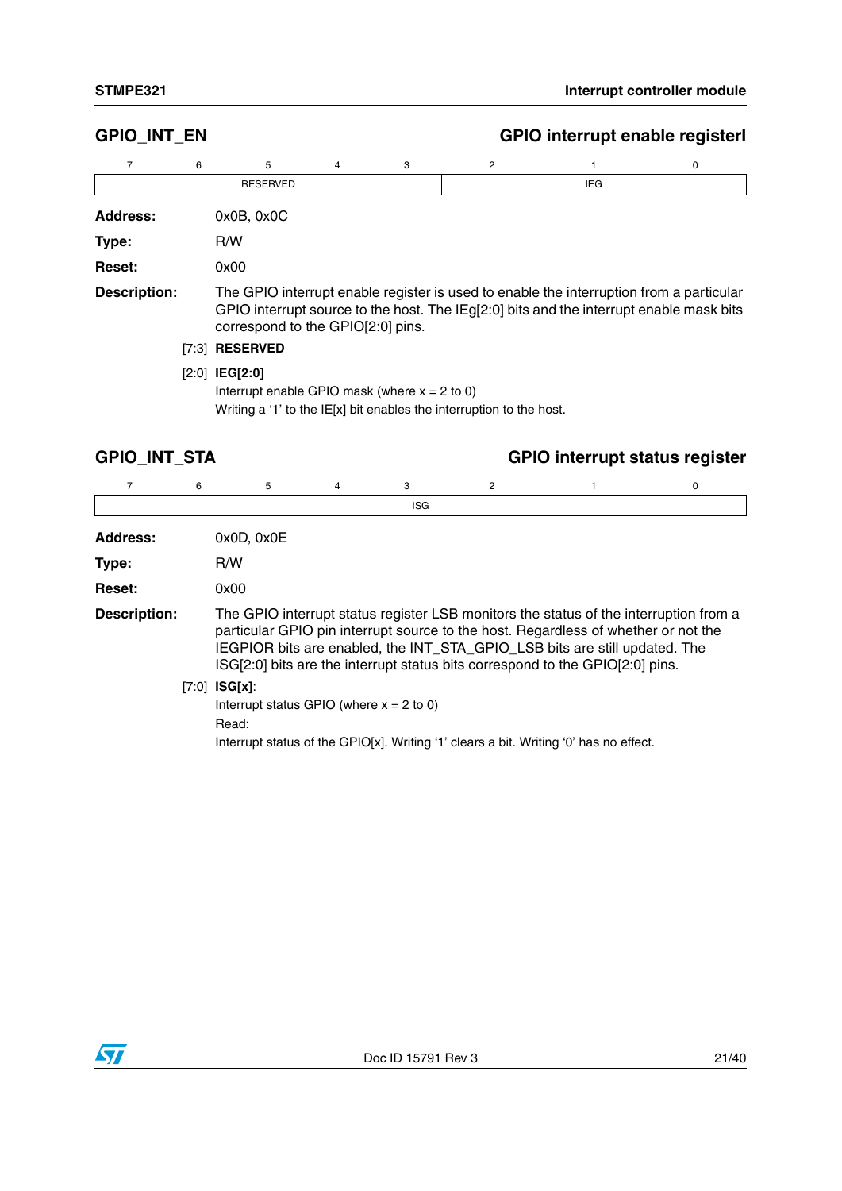## GPIO_INT_EN — GPIO interrupt enable registerl

| 7 | 6 | 5 | 4 | 3 | 2 | 1 | 0 |
|---|---|---|---|---|---|---|---|
| RESERVED | | | | | IEG | | |

**Address:** 0x0B, 0x0C

**Type:** R/W

**Reset:** 0x00

**Description:** The GPIO interrupt enable register is used to enable the interruption from a particular GPIO interrupt source to the host. The IEg[2:0] bits and the interrupt enable mask bits correspond to the GPIO[2:0] pins.

[7:3] **RESERVED**

[2:0] **IEG[2:0]**
Interrupt enable GPIO mask (where x = 2 to 0)
Writing a '1' to the IE[x] bit enables the interruption to the host.

## GPIO_INT_STA — GPIO interrupt status register

| 7 | 6 | 5 | 4 | 3 | 2 | 1 | 0 |
|---|---|---|---|---|---|---|---|
| ISG | | | | | | | |

**Address:** 0x0D, 0x0E

**Type:** R/W

**Reset:** 0x00

**Description:** The GPIO interrupt status register LSB monitors the status of the interruption from a particular GPIO pin interrupt source to the host. Regardless of whether or not the IEGPIOR bits are enabled, the INT_STA_GPIO_LSB bits are still updated. The ISG[2:0] bits are the interrupt status bits correspond to the GPIO[2:0] pins.

[7:0] **ISG[x]**:
Interrupt status GPIO (where x = 2 to 0)
Read:
Interrupt status of the GPIO[x]. Writing '1' clears a bit. Writing '0' has no effect.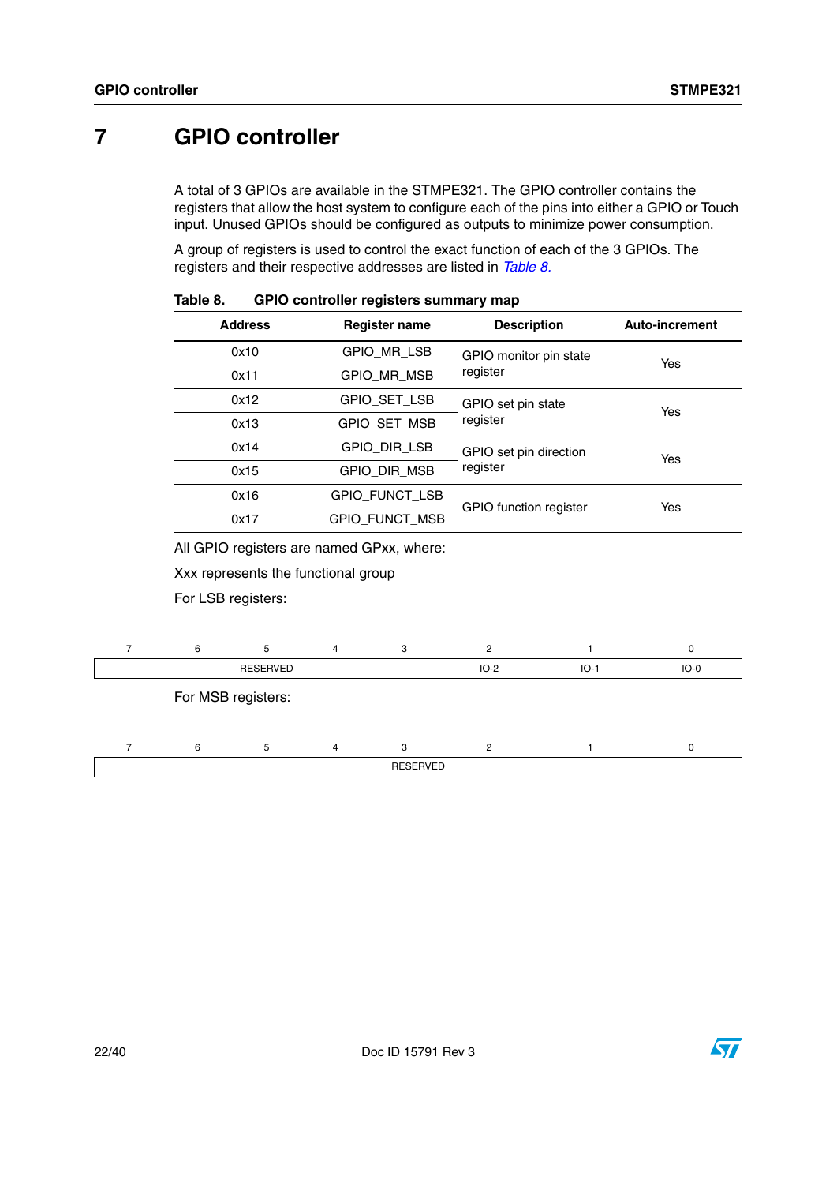# 7 GPIO controller

A total of 3 GPIOs are available in the STMPE321. The GPIO controller contains the registers that allow the host system to configure each of the pins into either a GPIO or Touch input. Unused GPIOs should be configured as outputs to minimize power consumption.

A group of registers is used to control the exact function of each of the 3 GPIOs. The registers and their respective addresses are listed in *Table 8*.

**Table 8. GPIO controller registers summary map**

| Address | Register name | Description | Auto-increment |
|---|---|---|---|
| 0x10 | GPIO_MR_LSB | GPIO monitor pin state register | Yes |
| 0x11 | GPIO_MR_MSB | | |
| 0x12 | GPIO_SET_LSB | GPIO set pin state register | Yes |
| 0x13 | GPIO_SET_MSB | | |
| 0x14 | GPIO_DIR_LSB | GPIO set pin direction register | Yes |
| 0x15 | GPIO_DIR_MSB | | |
| 0x16 | GPIO_FUNCT_LSB | GPIO function register | Yes |
| 0x17 | GPIO_FUNCT_MSB | | |

All GPIO registers are named GPxx, where:

Xxx represents the functional group

For LSB registers:

| 7 | 6 | 5 | 4 | 3 | 2 | 1 | 0 |
|---|---|---|---|---|---|---|---|
| RESERVED | | | | | IO-2 | IO-1 | IO-0 |

For MSB registers:

| 7 | 6 | 5 | 4 | 3 | 2 | 1 | 0 |
|---|---|---|---|---|---|---|---|
| RESERVED | | | | | | | |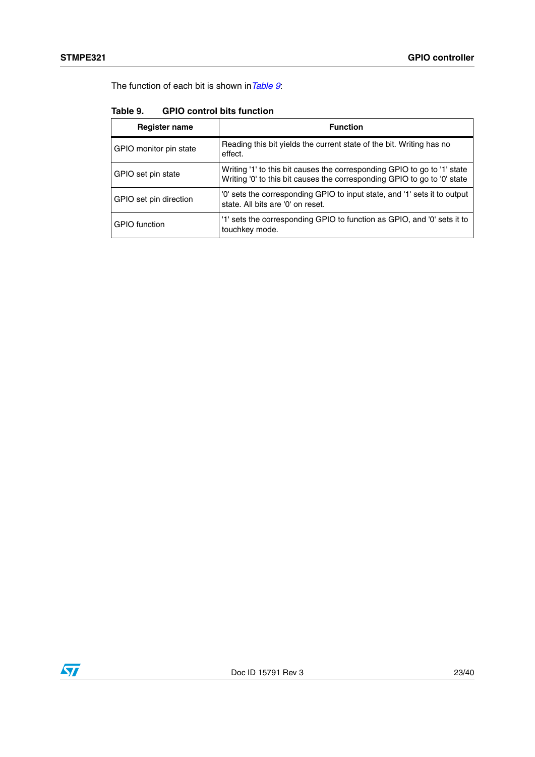The function of each bit is shown in *Table 9*:

**Table 9. GPIO control bits function**

| Register name | Function |
|---|---|
| GPIO monitor pin state | Reading this bit yields the current state of the bit. Writing has no effect. |
| GPIO set pin state | Writing '1' to this bit causes the corresponding GPIO to go to '1' state<br>Writing '0' to this bit causes the corresponding GPIO to go to '0' state |
| GPIO set pin direction | '0' sets the corresponding GPIO to input state, and '1' sets it to output state. All bits are '0' on reset. |
| GPIO function | '1' sets the corresponding GPIO to function as GPIO, and '0' sets it to touchkey mode. |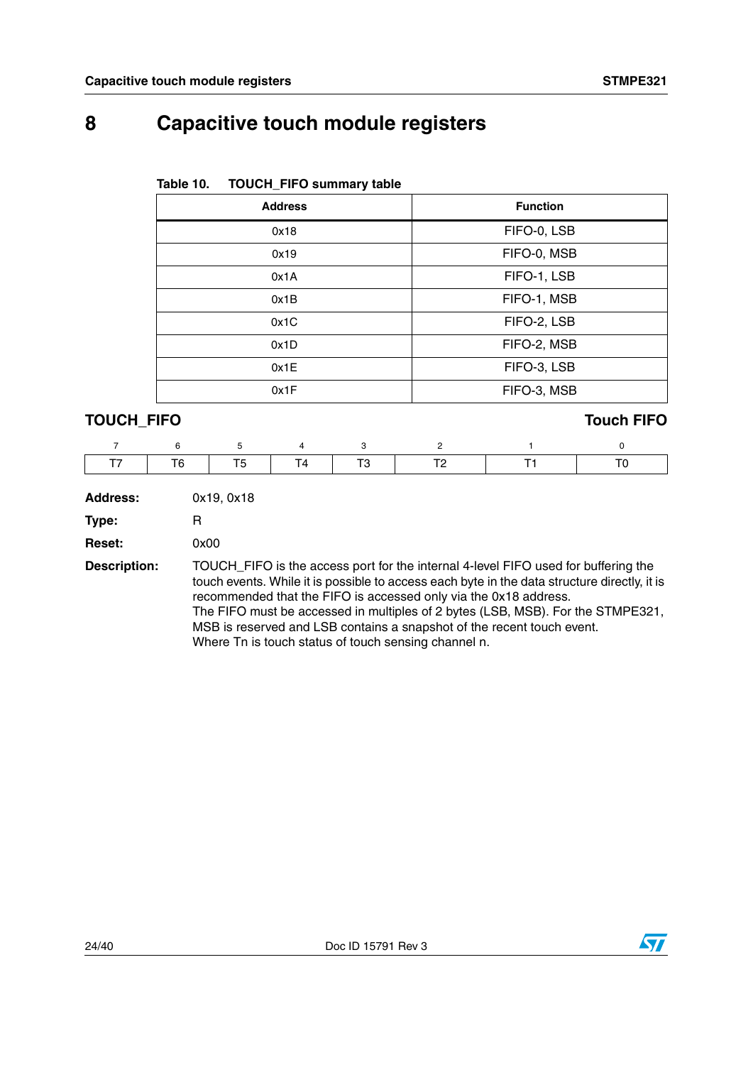# 8 Capacitive touch module registers

Table 10. TOUCH_FIFO summary table

| Address | Function |
|---|---|
| 0x18 | FIFO-0, LSB |
| 0x19 | FIFO-0, MSB |
| 0x1A | FIFO-1, LSB |
| 0x1B | FIFO-1, MSB |
| 0x1C | FIFO-2, LSB |
| 0x1D | FIFO-2, MSB |
| 0x1E | FIFO-3, LSB |
| 0x1F | FIFO-3, MSB |

**TOUCH_FIFO** **Touch FIFO**

| 7 | 6 | 5 | 4 | 3 | 2 | 1 | 0 |
|---|---|---|---|---|---|---|---|
| T7 | T6 | T5 | T4 | T3 | T2 | T1 | T0 |

**Address:** 0x19, 0x18

**Type:** R

**Reset:** 0x00

**Description:** TOUCH_FIFO is the access port for the internal 4-level FIFO used for buffering the touch events. While it is possible to access each byte in the data structure directly, it is recommended that the FIFO is accessed only via the 0x18 address.
The FIFO must be accessed in multiples of 2 bytes (LSB, MSB). For the STMPE321, MSB is reserved and LSB contains a snapshot of the recent touch event.
Where Tn is touch status of touch sensing channel n.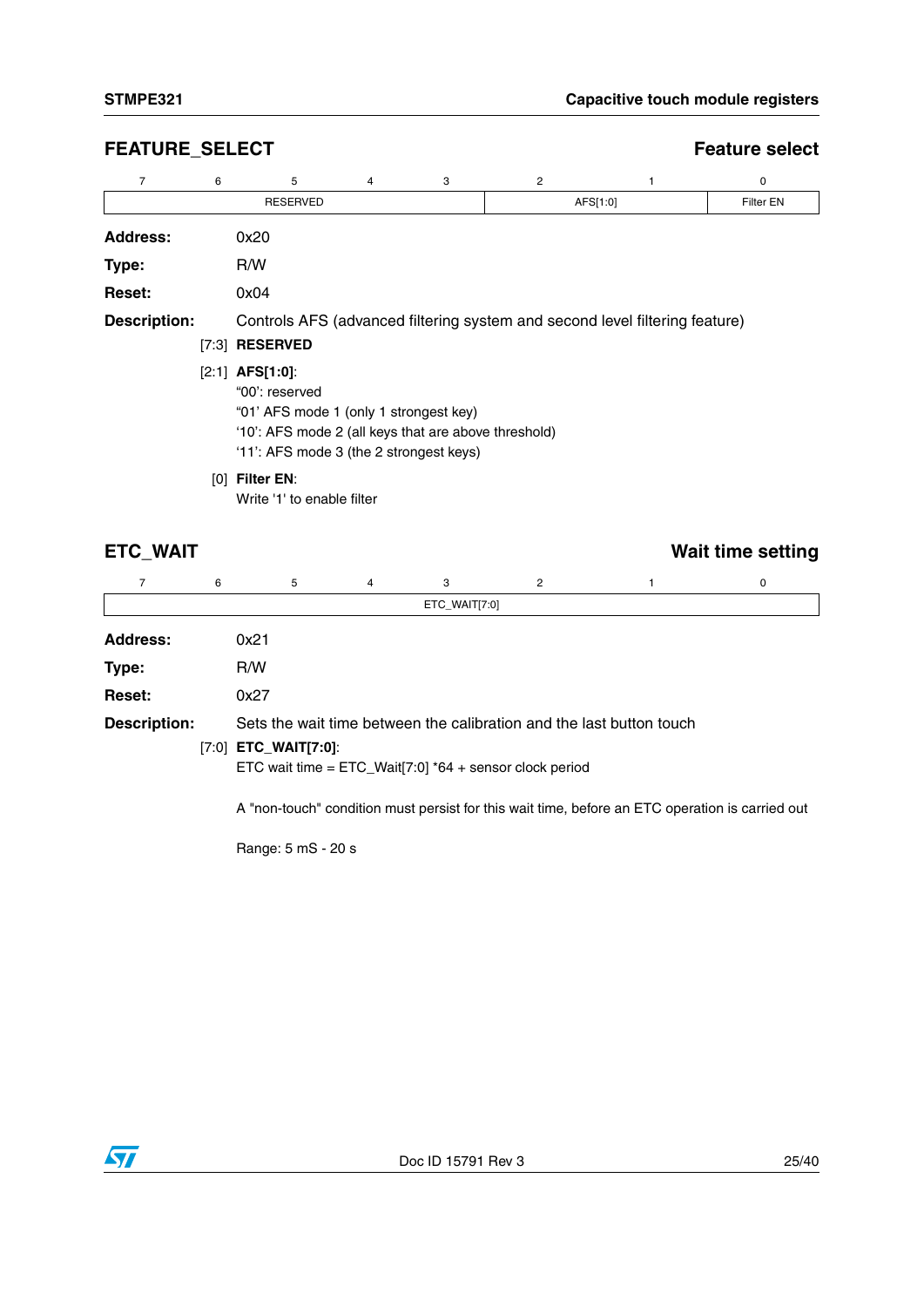## FEATURE_SELECT — Feature select

| 7 | 6 | 5 | 4 | 3 | 2 | 1 | 0 |
|---|---|---|---|---|---|---|---|
| RESERVED | | | | | AFS[1:0] | | Filter EN |

**Address:** 0x20

**Type:** R/W

**Reset:** 0x04

**Description:** Controls AFS (advanced filtering system and second level filtering feature)

[7:3] **RESERVED**

[2:1] **AFS[1:0]**:
"00': reserved
"01' AFS mode 1 (only 1 strongest key)
'10': AFS mode 2 (all keys that are above threshold)
'11': AFS mode 3 (the 2 strongest keys)

[0] **Filter EN**:
Write '1' to enable filter

## ETC_WAIT — Wait time setting

| 7 | 6 | 5 | 4 | 3 | 2 | 1 | 0 |
|---|---|---|---|---|---|---|---|
| ETC_WAIT[7:0] | | | | | | | |

**Address:** 0x21

**Type:** R/W

**Reset:** 0x27

**Description:** Sets the wait time between the calibration and the last button touch

[7:0] **ETC_WAIT[7:0]**:
ETC wait time = ETC_Wait[7:0] *64 + sensor clock period

A "non-touch" condition must persist for this wait time, before an ETC operation is carried out

Range: 5 mS - 20 s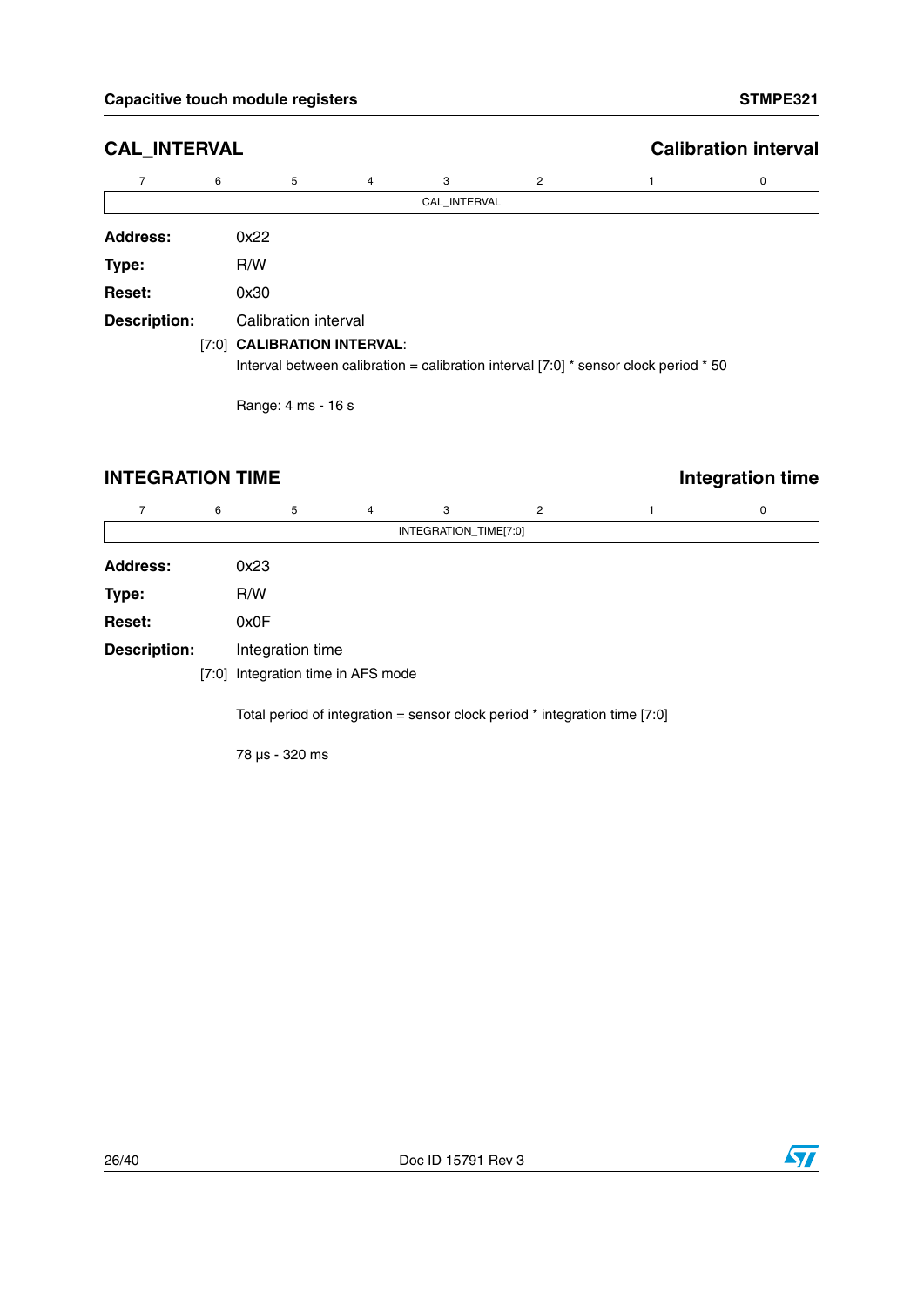## CAL_INTERVAL — Calibration interval

| 7 | 6 | 5 | 4 | 3 | 2 | 1 | 0 |
|---|---|---|---|---|---|---|---|
| CAL_INTERVAL | | | | | | | |

**Address:** 0x22

**Type:** R/W

**Reset:** 0x30

**Description:** Calibration interval

[7:0] **CALIBRATION INTERVAL**:
Interval between calibration = calibration interval [7:0] * sensor clock period * 50

Range: 4 ms - 16 s

## INTEGRATION TIME — Integration time

| 7 | 6 | 5 | 4 | 3 | 2 | 1 | 0 |
|---|---|---|---|---|---|---|---|
| INTEGRATION_TIME[7:0] | | | | | | | |

**Address:** 0x23

**Type:** R/W

**Reset:** 0x0F

**Description:** Integration time

[7:0] Integration time in AFS mode

Total period of integration = sensor clock period * integration time [7:0]

78 µs - 320 ms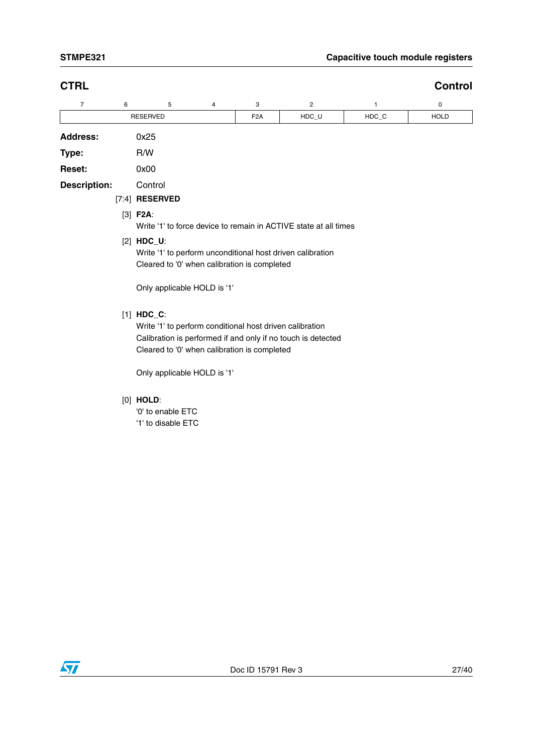## CTRL — Control

| 7 | 6 | 5 | 4 | 3 | 2 | 1 | 0 |
|---|---|---|---|---|---|---|---|
| RESERVED | | | | F2A | HDC_U | HDC_C | HOLD |

**Address:** 0x25

**Type:** R/W

**Reset:** 0x00

**Description:** Control

[7:4] **RESERVED**

[3] **F2A**:
Write '1' to force device to remain in ACTIVE state at all times

[2] **HDC_U**:
Write '1' to perform unconditional host driven calibration
Cleared to '0' when calibration is completed

Only applicable HOLD is '1'

[1] **HDC_C**:
Write '1' to perform conditional host driven calibration
Calibration is performed if and only if no touch is detected
Cleared to '0' when calibration is completed

Only applicable HOLD is '1'

[0] **HOLD**:
'0' to enable ETC
'1' to disable ETC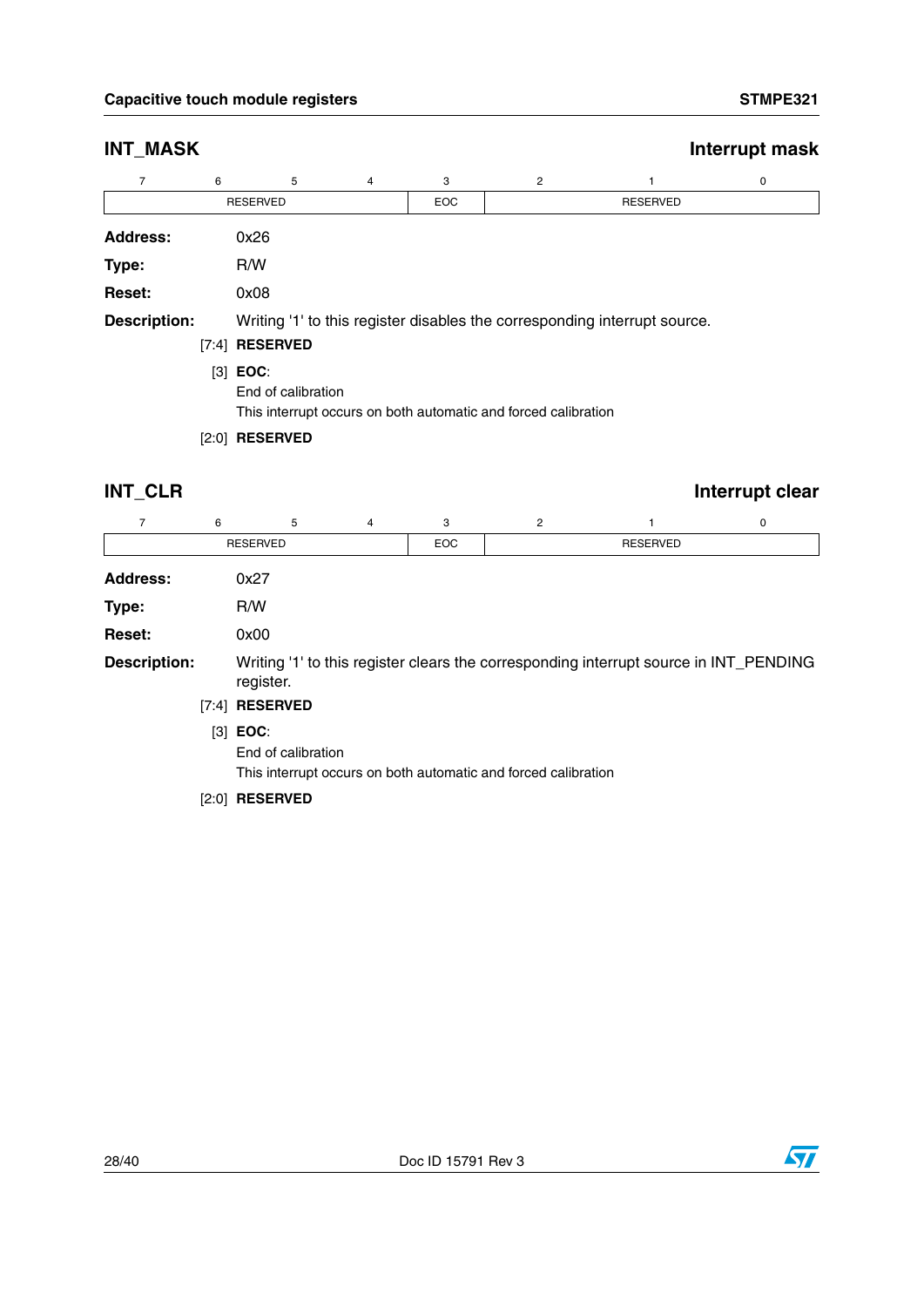## INT_MASK — Interrupt mask

| 7 | 6 | 5 | 4 | 3 | 2 | 1 | 0 |
|---|---|---|---|---|---|---|---|
| RESERVED | | | | EOC | RESERVED | | |

**Address:** 0x26

**Type:** R/W

**Reset:** 0x08

**Description:** Writing '1' to this register disables the corresponding interrupt source.

[7:4] **RESERVED**

[3] **EOC**:
End of calibration
This interrupt occurs on both automatic and forced calibration

[2:0] **RESERVED**

## INT_CLR — Interrupt clear

| 7 | 6 | 5 | 4 | 3 | 2 | 1 | 0 |
|---|---|---|---|---|---|---|---|
| RESERVED | | | | EOC | RESERVED | | |

**Address:** 0x27

**Type:** R/W

**Reset:** 0x00

**Description:** Writing '1' to this register clears the corresponding interrupt source in INT_PENDING register.

[7:4] **RESERVED**

[3] **EOC**:
End of calibration
This interrupt occurs on both automatic and forced calibration

[2:0] **RESERVED**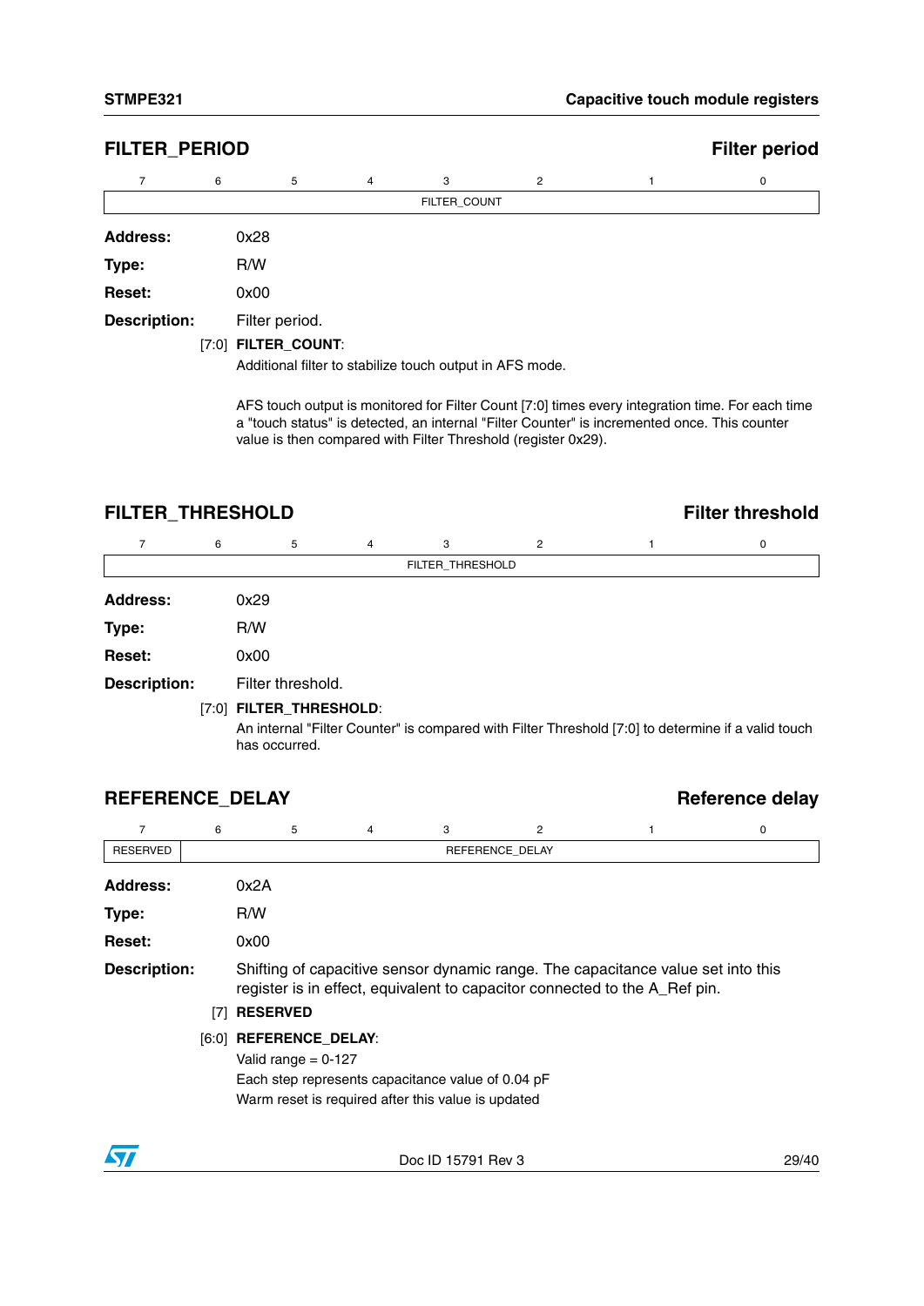## FILTER_PERIOD — Filter period

| 7 | 6 | 5 | 4 | 3 | 2 | 1 | 0 |
|---|---|---|---|---|---|---|---|
| FILTER_COUNT | | | | | | | |

**Address:** 0x28

**Type:** R/W

**Reset:** 0x00

**Description:** Filter period.

[7:0] **FILTER_COUNT**:

Additional filter to stabilize touch output in AFS mode.

AFS touch output is monitored for Filter Count [7:0] times every integration time. For each time a "touch status" is detected, an internal "Filter Counter" is incremented once. This counter value is then compared with Filter Threshold (register 0x29).

## FILTER_THRESHOLD — Filter threshold

| 7 | 6 | 5 | 4 | 3 | 2 | 1 | 0 |
|---|---|---|---|---|---|---|---|
| FILTER_THRESHOLD | | | | | | | |

**Address:** 0x29

**Type:** R/W

**Reset:** 0x00

**Description:** Filter threshold.

[7:0] **FILTER_THRESHOLD**:

An internal "Filter Counter" is compared with Filter Threshold [7:0] to determine if a valid touch has occurred.

## REFERENCE_DELAY — Reference delay

| 7 | 6 | 5 | 4 | 3 | 2 | 1 | 0 |
|---|---|---|---|---|---|---|---|
| RESERVED | REFERENCE_DELAY | | | | | | |

**Address:** 0x2A

**Type:** R/W

**Reset:** 0x00

**Description:** Shifting of capacitive sensor dynamic range. The capacitance value set into this register is in effect, equivalent to capacitor connected to the A_Ref pin.

[7] **RESERVED**

[6:0] **REFERENCE_DELAY**:

Valid range = 0-127

Each step represents capacitance value of 0.04 pF

Warm reset is required after this value is updated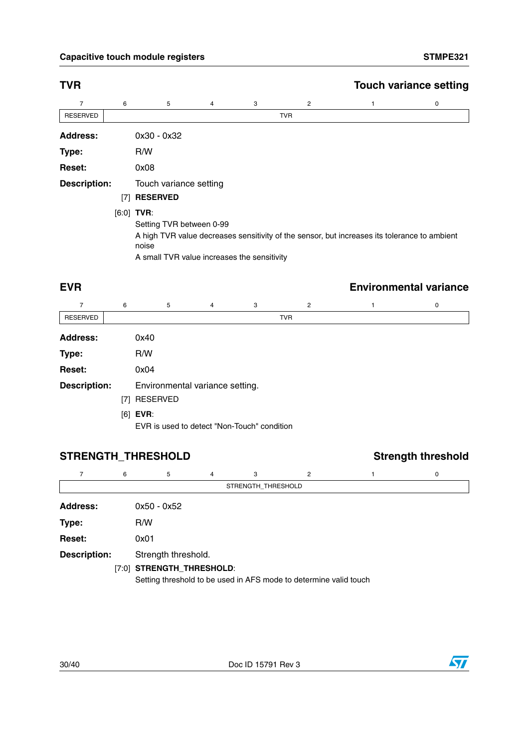## TVR — Touch variance setting

| 7 | 6 | 5 | 4 | 3 | 2 | 1 | 0 |
|---|---|---|---|---|---|---|---|
| RESERVED | TVR | | | | | | |

**Address:** 0x30 - 0x32

**Type:** R/W

**Reset:** 0x08

**Description:** Touch variance setting

[7] **RESERVED**

[6:0] **TVR**:
Setting TVR between 0-99
A high TVR value decreases sensitivity of the sensor, but increases its tolerance to ambient noise
A small TVR value increases the sensitivity

## EVR — Environmental variance

| 7 | 6 | 5 | 4 | 3 | 2 | 1 | 0 |
|---|---|---|---|---|---|---|---|
| RESERVED | TVR | | | | | | |

**Address:** 0x40

**Type:** R/W

**Reset:** 0x04

**Description:** Environmental variance setting.

[7] RESERVED

[6] **EVR**:
EVR is used to detect "Non-Touch" condition

## STRENGTH_THRESHOLD — Strength threshold

| 7 | 6 | 5 | 4 | 3 | 2 | 1 | 0 |
|---|---|---|---|---|---|---|---|
| STRENGTH_THRESHOLD | | | | | | | |

**Address:** 0x50 - 0x52

**Type:** R/W

**Reset:** 0x01

**Description:** Strength threshold.

[7:0] **STRENGTH_THRESHOLD**:
Setting threshold to be used in AFS mode to determine valid touch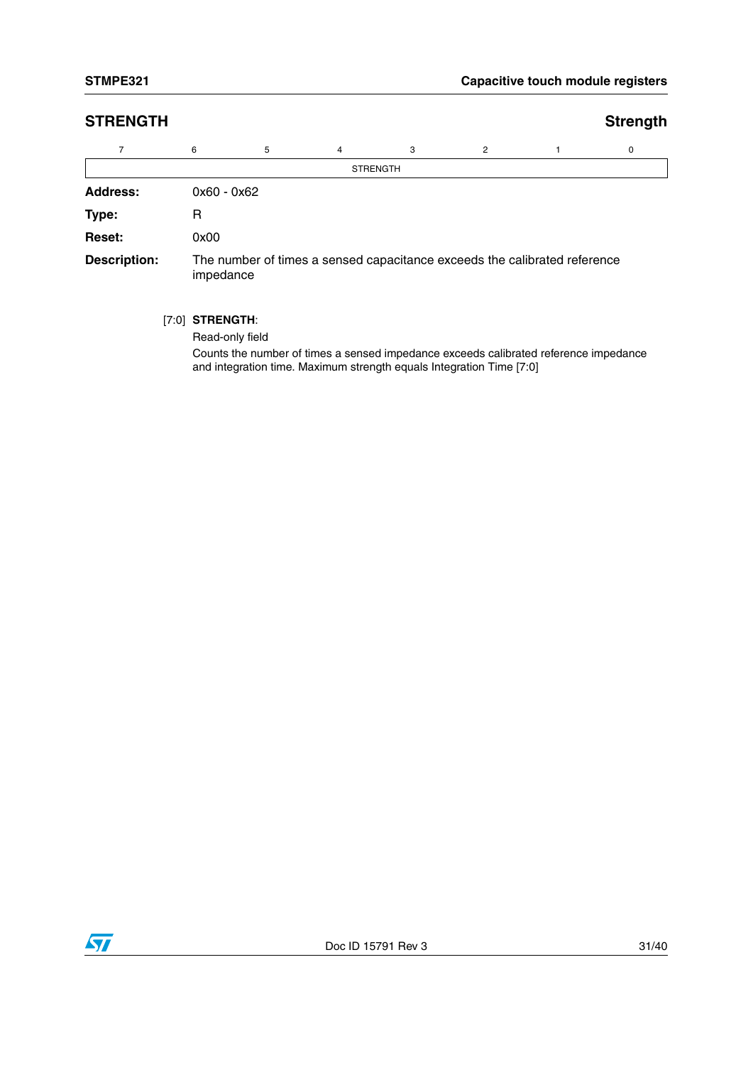## STRENGTH — Strength

| 7 | 6 | 5 | 4 | 3 | 2 | 1 | 0 |
|---|---|---|---|---|---|---|---|
| STRENGTH | | | | | | | |

**Address:** 0x60 - 0x62

**Type:** R

**Reset:** 0x00

**Description:** The number of times a sensed capacitance exceeds the calibrated reference impedance

[7:0] **STRENGTH**:

Read-only field

Counts the number of times a sensed impedance exceeds calibrated reference impedance and integration time. Maximum strength equals Integration Time [7:0]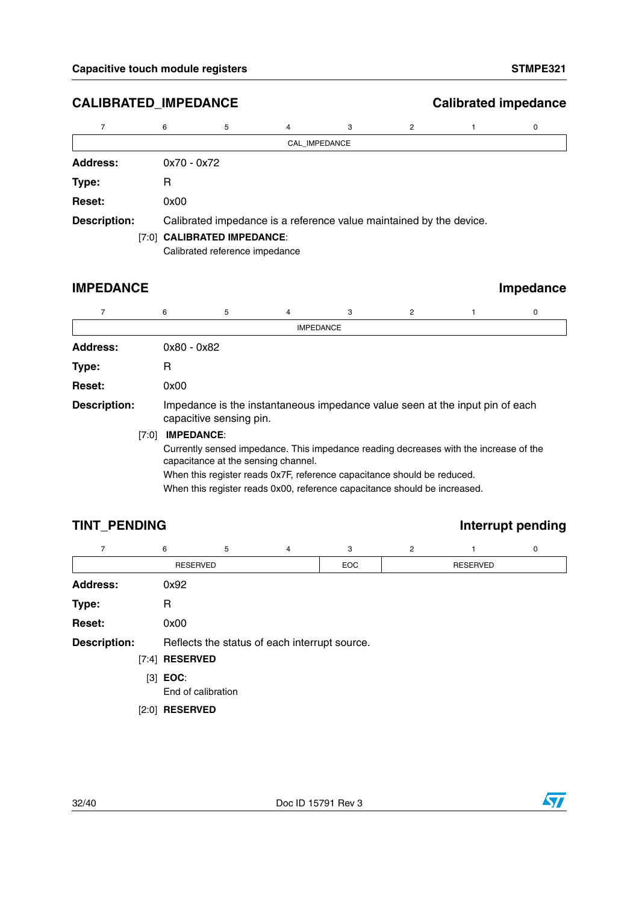## CALIBRATED_IMPEDANCE — Calibrated impedance

| 7 | 6 | 5 | 4 | 3 | 2 | 1 | 0 |
|---|---|---|---|---|---|---|---|
| CAL_IMPEDANCE | | | | | | | |

**Address:** 0x70 - 0x72

**Type:** R

**Reset:** 0x00

**Description:** Calibrated impedance is a reference value maintained by the device.

[7:0] **CALIBRATED IMPEDANCE**:
Calibrated reference impedance

## IMPEDANCE — Impedance

| 7 | 6 | 5 | 4 | 3 | 2 | 1 | 0 |
|---|---|---|---|---|---|---|---|
| IMPEDANCE | | | | | | | |

**Address:** 0x80 - 0x82

**Type:** R

**Reset:** 0x00

**Description:** Impedance is the instantaneous impedance value seen at the input pin of each capacitive sensing pin.

[7:0] **IMPEDANCE**:
Currently sensed impedance. This impedance reading decreases with the increase of the capacitance at the sensing channel.
When this register reads 0x7F, reference capacitance should be reduced.
When this register reads 0x00, reference capacitance should be increased.

## TINT_PENDING — Interrupt pending

| 7 | 6 | 5 | 4 | 3 | 2 | 1 | 0 |
|---|---|---|---|---|---|---|---|
| RESERVED | | | | EOC | RESERVED | | |

**Address:** 0x92

**Type:** R

**Reset:** 0x00

**Description:** Reflects the status of each interrupt source.

[7:4] **RESERVED**

[3] **EOC**:
End of calibration

[2:0] **RESERVED**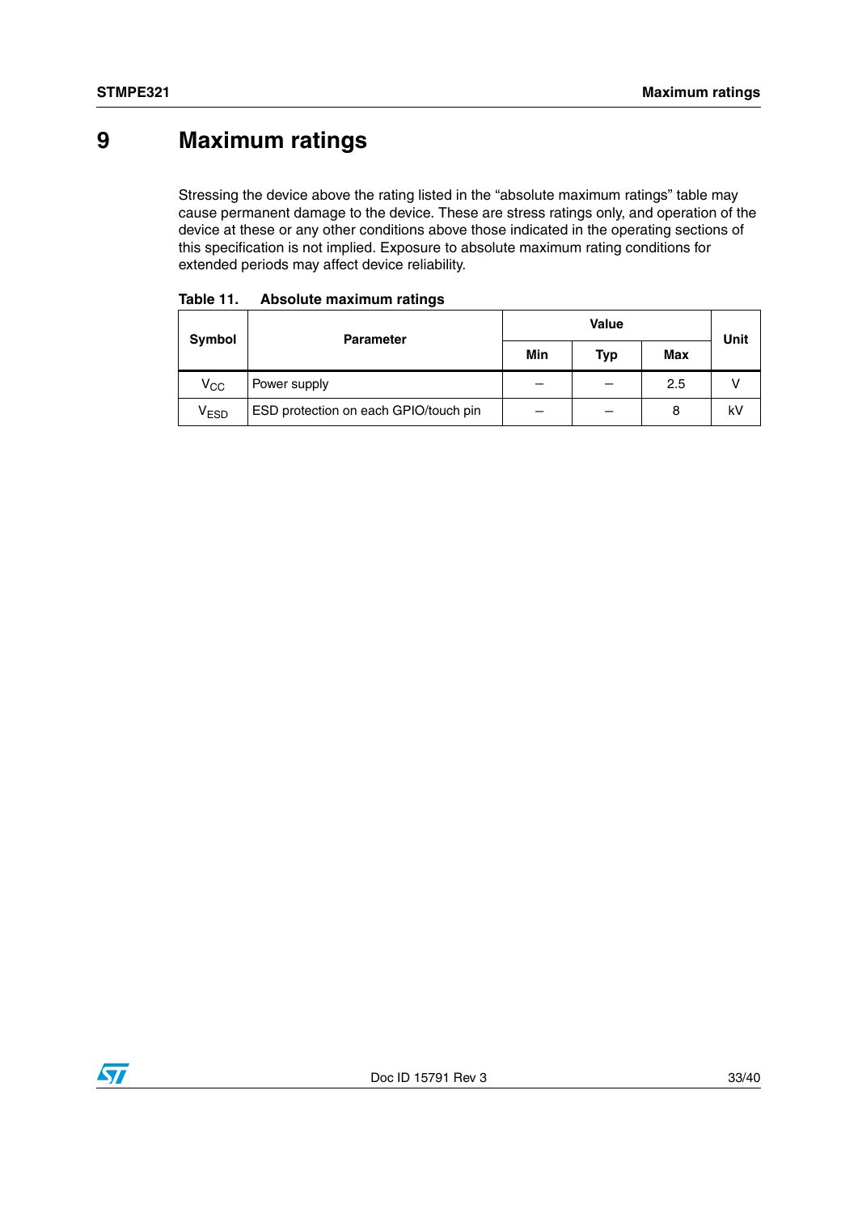// 9 Maximum ratings

Stressing the device above the rating listed in the "absolute maximum ratings" table may cause permanent damage to the device. These are stress ratings only, and operation of the device at these or any other conditions above those indicated in the operating sections of this specification is not implied. Exposure to absolute maximum rating conditions for extended periods may affect device reliability.

**Table 11. Absolute maximum ratings**

| Symbol | Parameter | Value | | | Unit |
|---|---|---|---|---|---|
| | | Min | Typ | Max | |
| $V_{CC}$ | Power supply | – | – | 2.5 | V |
| $V_{ESD}$ | ESD protection on each GPIO/touch pin | – | – | 8 | kV |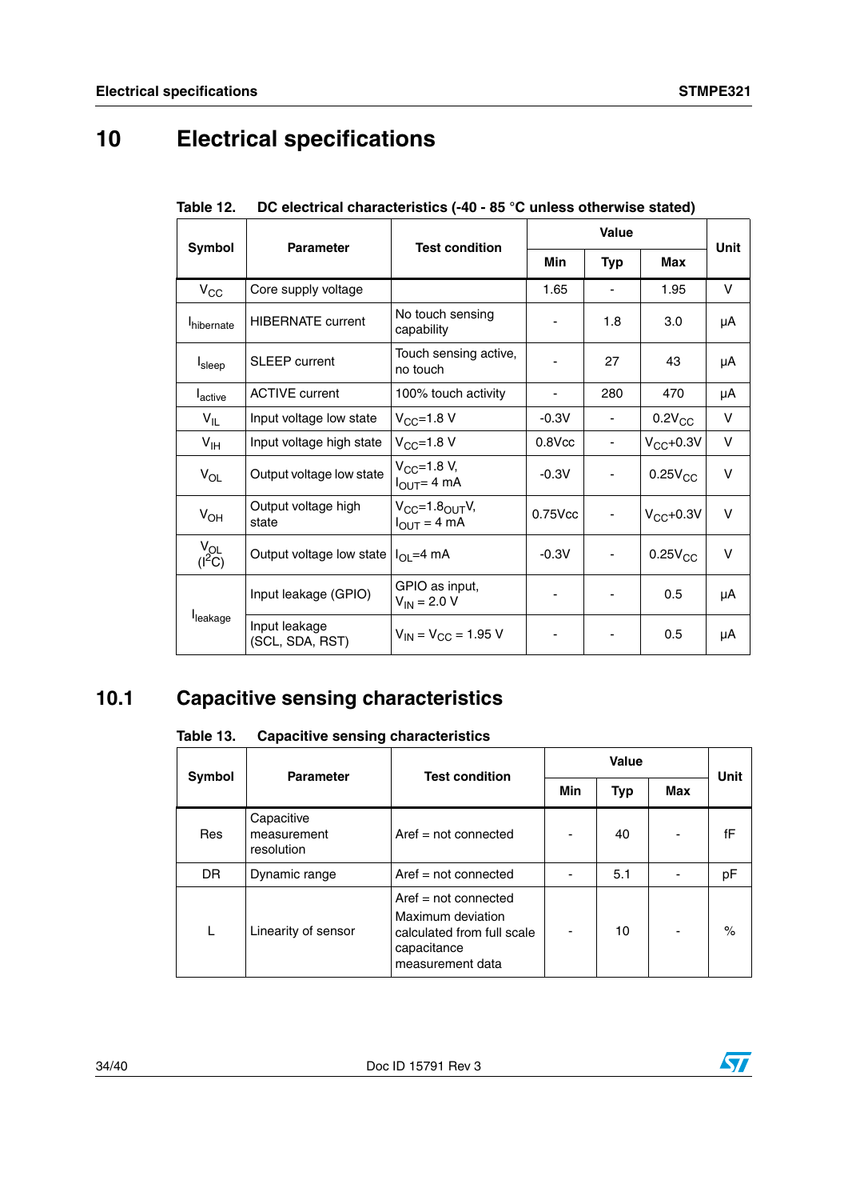# 10 Electrical specifications

**Table 12. DC electrical characteristics (-40 - 85 °C unless otherwise stated)**

| Symbol | Parameter | Test condition | Value | | | Unit |
|---|---|---|---|---|---|---|
| | | | Min | Typ | Max | |
| $V_{CC}$ | Core supply voltage | | 1.65 | - | 1.95 | V |
| $I_{hibernate}$ | HIBERNATE current | No touch sensing capability | - | 1.8 | 3.0 | µA |
| $I_{sleep}$ | SLEEP current | Touch sensing active, no touch | - | 27 | 43 | µA |
| $I_{active}$ | ACTIVE current | 100% touch activity | - | 280 | 470 | µA |
| $V_{IL}$ | Input voltage low state | $V_{CC}$=1.8 V | -0.3V | - | $0.2V_{CC}$ | V |
| $V_{IH}$ | Input voltage high state | $V_{CC}$=1.8 V | 0.8Vcc | - | $V_{CC}$+0.3V | V |
| $V_{OL}$ | Output voltage low state | $V_{CC}$=1.8 V, $I_{OUT}$= 4 mA | -0.3V | - | $0.25V_{CC}$ | V |
| $V_{OH}$ | Output voltage high state | $V_{CC}=1.8_{OUT}$V, $I_{OUT}$ = 4 mA | 0.75Vcc | - | $V_{CC}$+0.3V | V |
| $V_{OL}$ ($I^2C$) | Output voltage low state | $I_{OL}$=4 mA | -0.3V | - | $0.25V_{CC}$ | V |
| $I_{leakage}$ | Input leakage (GPIO) | GPIO as input, $V_{IN}$ = 2.0 V | - | - | 0.5 | µA |
| | Input leakage (SCL, SDA, RST) | $V_{IN}$ = $V_{CC}$ = 1.95 V | - | - | 0.5 | µA |

## 10.1 Capacitive sensing characteristics

**Table 13. Capacitive sensing characteristics**

| Symbol | Parameter | Test condition | Value | | | Unit |
|---|---|---|---|---|---|---|
| | | | Min | Typ | Max | |
| Res | Capacitive measurement resolution | Aref = not connected | - | 40 | - | fF |
| DR | Dynamic range | Aref = not connected | - | 5.1 | - | pF |
| L | Linearity of sensor | Aref = not connected Maximum deviation calculated from full scale capacitance measurement data | - | 10 | - | % |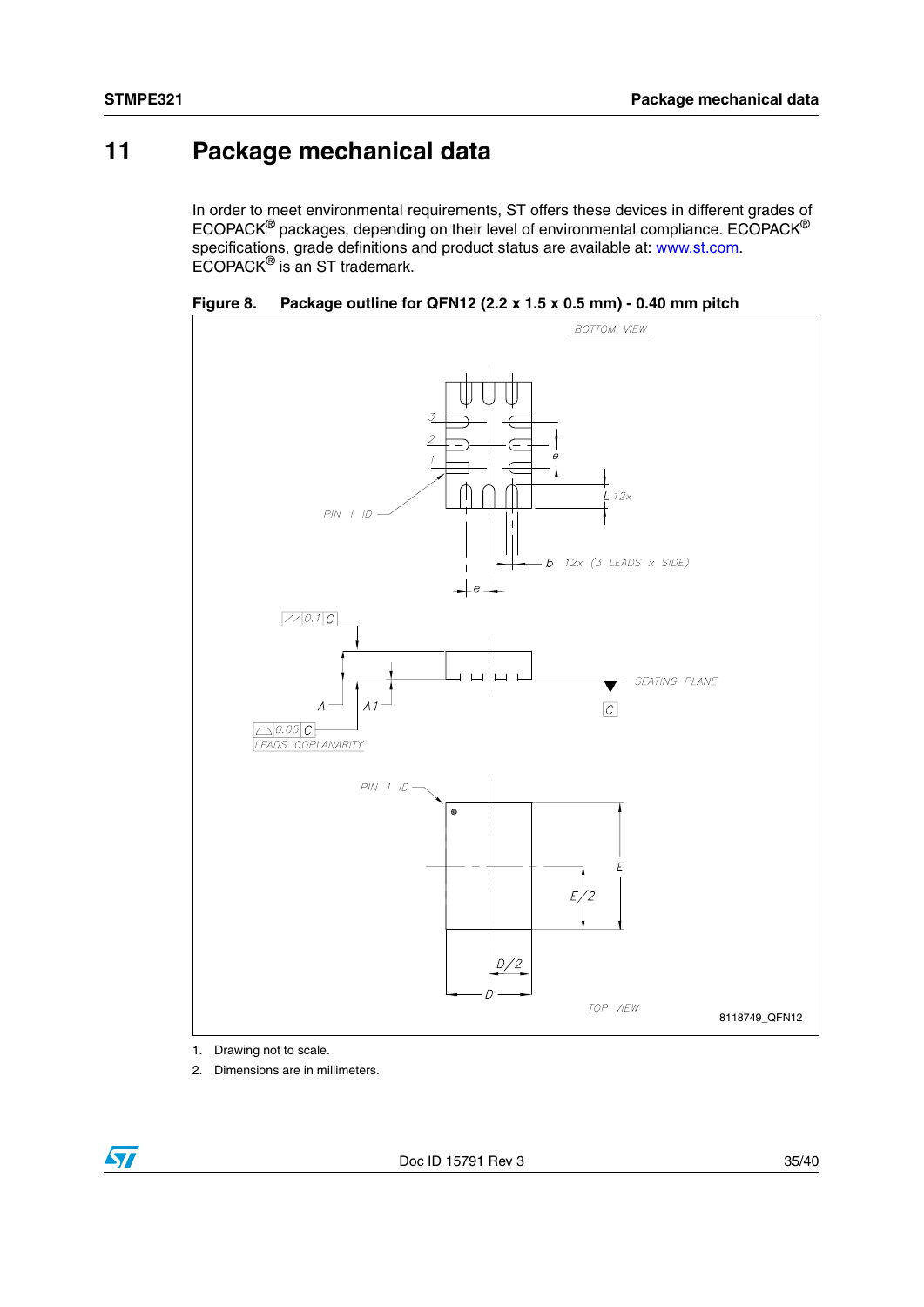# 11 Package mechanical data

In order to meet environmental requirements, ST offers these devices in different grades of ECOPACK® packages, depending on their level of environmental compliance. ECOPACK® specifications, grade definitions and product status are available at: www.st.com. ECOPACK® is an ST trademark.

**Figure 8. Package outline for QFN12 (2.2 x 1.5 x 0.5 mm) - 0.40 mm pitch**

1. Drawing not to scale.
2. Dimensions are in millimeters.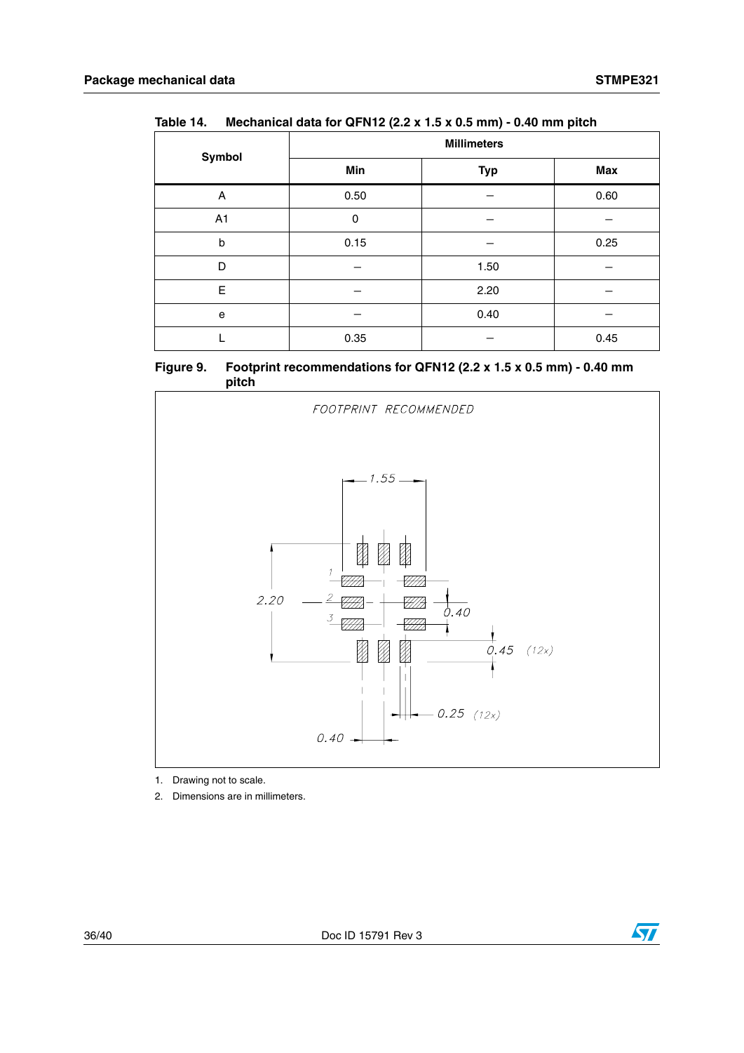Table 14. Mechanical data for QFN12 (2.2 x 1.5 x 0.5 mm) - 0.40 mm pitch

| Symbol | Millimeters | | |
|---|---|---|---|
| | Min | Typ | Max |
| A | 0.50 | – | 0.60 |
| A1 | 0 | – | – |
| b | 0.15 | – | 0.25 |
| D | – | 1.50 | – |
| E | – | 2.20 | – |
| e | – | 0.40 | – |
| L | 0.35 | – | 0.45 |

Figure 9. Footprint recommendations for QFN12 (2.2 x 1.5 x 0.5 mm) - 0.40 mm pitch

FOOTPRINT RECOMMENDED

1.55

2.20

0.40

0.45 (12x)

0.25 (12x)

0.40

1. Drawing not to scale.
2. Dimensions are in millimeters.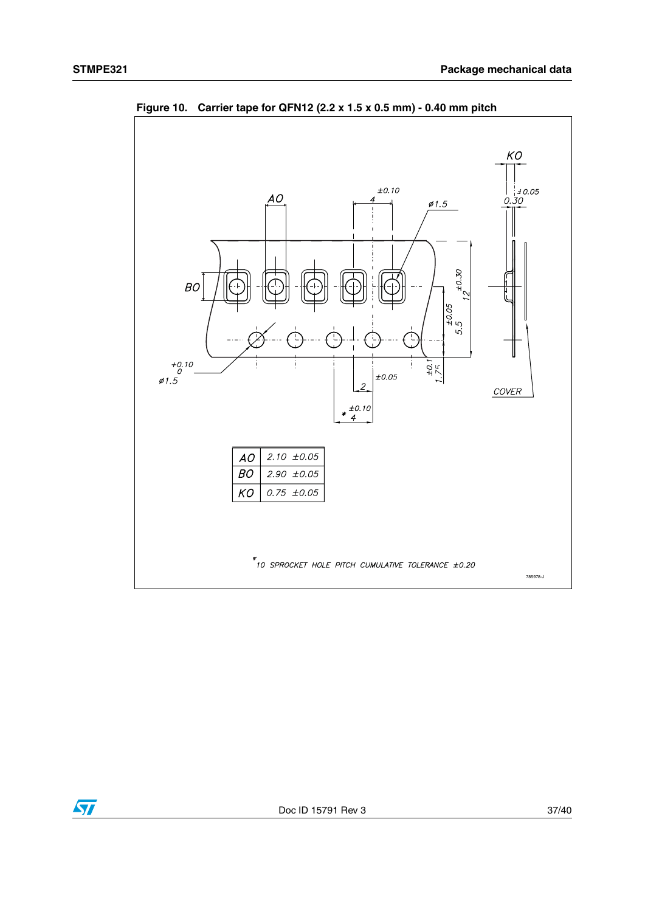**Figure 10. Carrier tape for QFN12 (2.2 x 1.5 x 0.5 mm) - 0.40 mm pitch**

| AO | 2.10 ±0.05 |
|---|---|
| BO | 2.90 ±0.05 |
| KO | 0.75 ±0.05 |

\* 10 SPROCKET HOLE PITCH CUMULATIVE TOLERANCE ±0.20

785978-J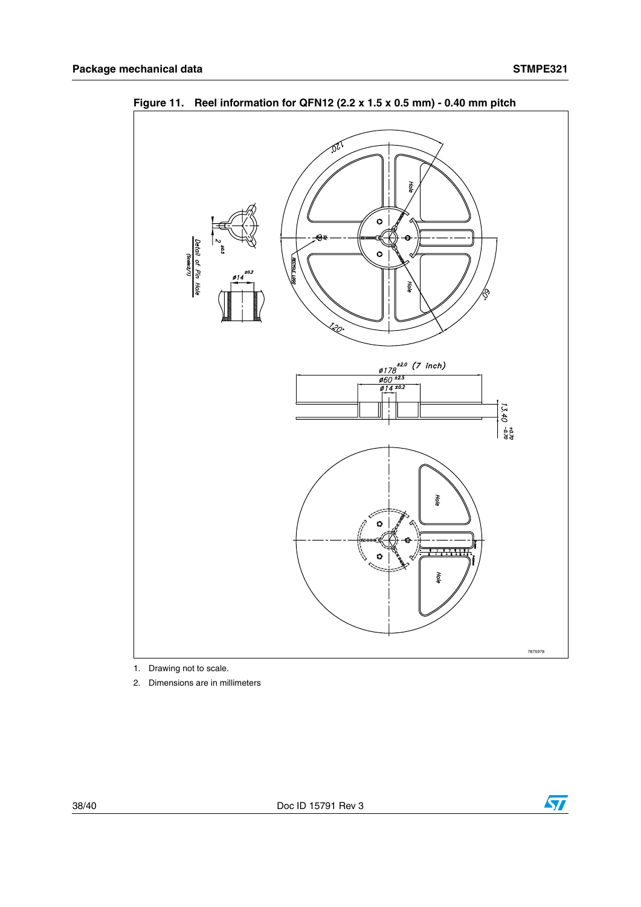**Figure 11. Reel information for QFN12 (2.2 x 1.5 x 0.5 mm) - 0.40 mm pitch**

1. Drawing not to scale.
2. Dimensions are in millimeters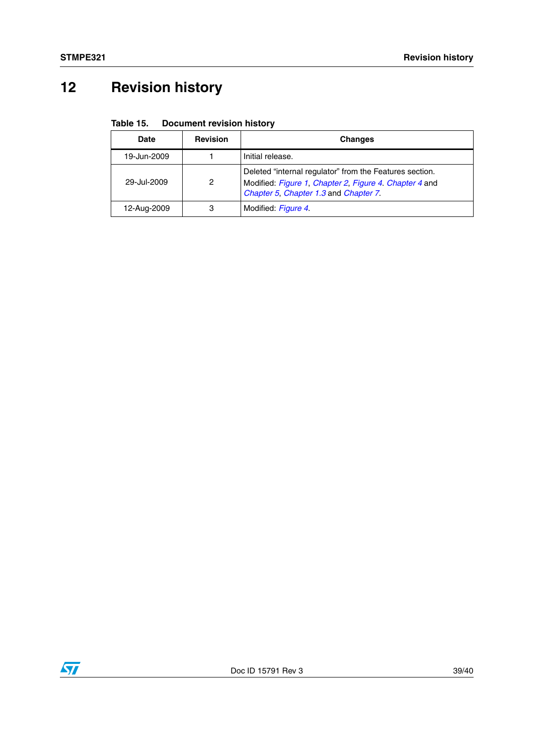# 12 Revision history

**Table 15. Document revision history**

| Date | Revision | Changes |
|---|---|---|
| 19-Jun-2009 | 1 | Initial release. |
| 29-Jul-2009 | 2 | Deleted “internal regulator” from the Features section. Modified: *Figure 1*, *Chapter 2*, *Figure 4*. *Chapter 4* and *Chapter 5*, *Chapter 1.3* and *Chapter 7*. |
| 12-Aug-2009 | 3 | Modified: *Figure 4*. |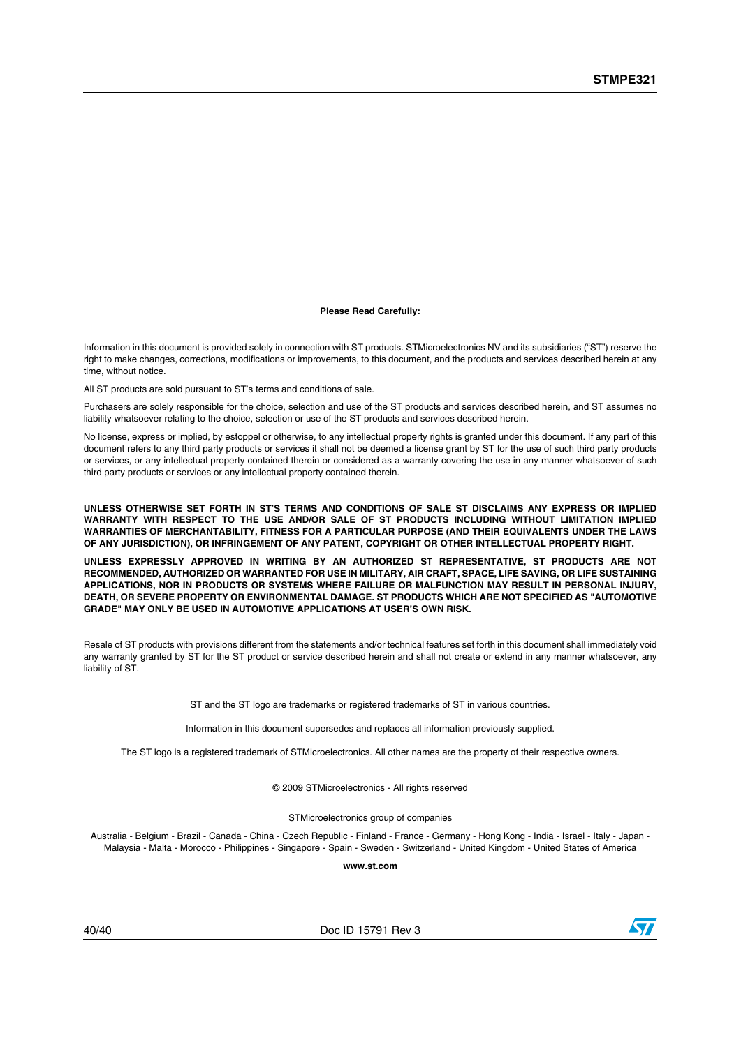**Please Read Carefully:**

Information in this document is provided solely in connection with ST products. STMicroelectronics NV and its subsidiaries ("ST") reserve the right to make changes, corrections, modifications or improvements, to this document, and the products and services described herein at any time, without notice.

All ST products are sold pursuant to ST's terms and conditions of sale.

Purchasers are solely responsible for the choice, selection and use of the ST products and services described herein, and ST assumes no liability whatsoever relating to the choice, selection or use of the ST products and services described herein.

No license, express or implied, by estoppel or otherwise, to any intellectual property rights is granted under this document. If any part of this document refers to any third party products or services it shall not be deemed a license grant by ST for the use of such third party products or services, or any intellectual property contained therein or considered as a warranty covering the use in any manner whatsoever of such third party products or services or any intellectual property contained therein.

**UNLESS OTHERWISE SET FORTH IN ST'S TERMS AND CONDITIONS OF SALE ST DISCLAIMS ANY EXPRESS OR IMPLIED WARRANTY WITH RESPECT TO THE USE AND/OR SALE OF ST PRODUCTS INCLUDING WITHOUT LIMITATION IMPLIED WARRANTIES OF MERCHANTABILITY, FITNESS FOR A PARTICULAR PURPOSE (AND THEIR EQUIVALENTS UNDER THE LAWS OF ANY JURISDICTION), OR INFRINGEMENT OF ANY PATENT, COPYRIGHT OR OTHER INTELLECTUAL PROPERTY RIGHT.**

**UNLESS EXPRESSLY APPROVED IN WRITING BY AN AUTHORIZED ST REPRESENTATIVE, ST PRODUCTS ARE NOT RECOMMENDED, AUTHORIZED OR WARRANTED FOR USE IN MILITARY, AIR CRAFT, SPACE, LIFE SAVING, OR LIFE SUSTAINING APPLICATIONS, NOR IN PRODUCTS OR SYSTEMS WHERE FAILURE OR MALFUNCTION MAY RESULT IN PERSONAL INJURY, DEATH, OR SEVERE PROPERTY OR ENVIRONMENTAL DAMAGE. ST PRODUCTS WHICH ARE NOT SPECIFIED AS "AUTOMOTIVE GRADE" MAY ONLY BE USED IN AUTOMOTIVE APPLICATIONS AT USER'S OWN RISK.**

Resale of ST products with provisions different from the statements and/or technical features set forth in this document shall immediately void any warranty granted by ST for the ST product or service described herein and shall not create or extend in any manner whatsoever, any liability of ST.

ST and the ST logo are trademarks or registered trademarks of ST in various countries.

Information in this document supersedes and replaces all information previously supplied.

The ST logo is a registered trademark of STMicroelectronics. All other names are the property of their respective owners.

© 2009 STMicroelectronics - All rights reserved

STMicroelectronics group of companies

Australia - Belgium - Brazil - Canada - China - Czech Republic - Finland - France - Germany - Hong Kong - India - Israel - Italy - Japan - Malaysia - Malta - Morocco - Philippines - Singapore - Spain - Sweden - Switzerland - United Kingdom - United States of America

**www.st.com**